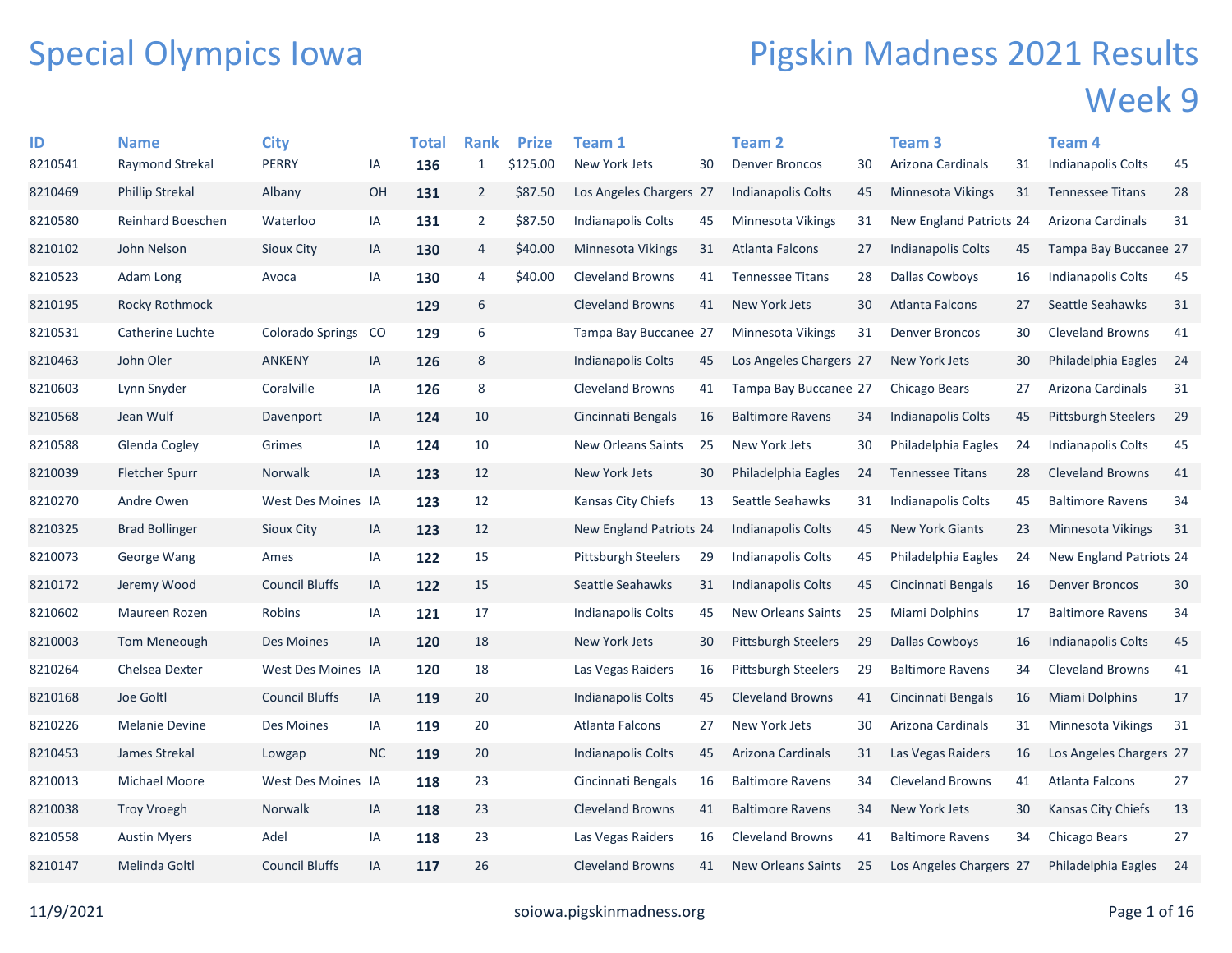# Special Olympics Iowa

# Pigskin Madness 2021 Results

## Week 9

| ID | Name | City | | Total | Rank | Prize | Team 1 | | Team 2 | | Team 3 | | Team 4 | |
|---|---|---|---|---|---|---|---|---|---|---|---|---|---|---|
| 8210541 | Raymond Strekal | PERRY | IA | **136** | 1 | $125.00 | New York Jets | 30 | Denver Broncos | 30 | Arizona Cardinals | 31 | Indianapolis Colts | 45 |
| 8210469 | Phillip Strekal | Albany | OH | **131** | 2 | $87.50 | Los Angeles Chargers | 27 | Indianapolis Colts | 45 | Minnesota Vikings | 31 | Tennessee Titans | 28 |
| 8210580 | Reinhard Boeschen | Waterloo | IA | **131** | 2 | $87.50 | Indianapolis Colts | 45 | Minnesota Vikings | 31 | New England Patriots | 24 | Arizona Cardinals | 31 |
| 8210102 | John Nelson | Sioux City | IA | **130** | 4 | $40.00 | Minnesota Vikings | 31 | Atlanta Falcons | 27 | Indianapolis Colts | 45 | Tampa Bay Buccanee | 27 |
| 8210523 | Adam Long | Avoca | IA | **130** | 4 | $40.00 | Cleveland Browns | 41 | Tennessee Titans | 28 | Dallas Cowboys | 16 | Indianapolis Colts | 45 |
| 8210195 | Rocky Rothmock | | | **129** | 6 | | Cleveland Browns | 41 | New York Jets | 30 | Atlanta Falcons | 27 | Seattle Seahawks | 31 |
| 8210531 | Catherine Luchte | Colorado Springs | CO | **129** | 6 | | Tampa Bay Buccanee | 27 | Minnesota Vikings | 31 | Denver Broncos | 30 | Cleveland Browns | 41 |
| 8210463 | John Oler | ANKENY | IA | **126** | 8 | | Indianapolis Colts | 45 | Los Angeles Chargers | 27 | New York Jets | 30 | Philadelphia Eagles | 24 |
| 8210603 | Lynn Snyder | Coralville | IA | **126** | 8 | | Cleveland Browns | 41 | Tampa Bay Buccanee | 27 | Chicago Bears | 27 | Arizona Cardinals | 31 |
| 8210568 | Jean Wulf | Davenport | IA | **124** | 10 | | Cincinnati Bengals | 16 | Baltimore Ravens | 34 | Indianapolis Colts | 45 | Pittsburgh Steelers | 29 |
| 8210588 | Glenda Cogley | Grimes | IA | **124** | 10 | | New Orleans Saints | 25 | New York Jets | 30 | Philadelphia Eagles | 24 | Indianapolis Colts | 45 |
| 8210039 | Fletcher Spurr | Norwalk | IA | **123** | 12 | | New York Jets | 30 | Philadelphia Eagles | 24 | Tennessee Titans | 28 | Cleveland Browns | 41 |
| 8210270 | Andre Owen | West Des Moines | IA | **123** | 12 | | Kansas City Chiefs | 13 | Seattle Seahawks | 31 | Indianapolis Colts | 45 | Baltimore Ravens | 34 |
| 8210325 | Brad Bollinger | Sioux City | IA | **123** | 12 | | New England Patriots | 24 | Indianapolis Colts | 45 | New York Giants | 23 | Minnesota Vikings | 31 |
| 8210073 | George Wang | Ames | IA | **122** | 15 | | Pittsburgh Steelers | 29 | Indianapolis Colts | 45 | Philadelphia Eagles | 24 | New England Patriots | 24 |
| 8210172 | Jeremy Wood | Council Bluffs | IA | **122** | 15 | | Seattle Seahawks | 31 | Indianapolis Colts | 45 | Cincinnati Bengals | 16 | Denver Broncos | 30 |
| 8210602 | Maureen Rozen | Robins | IA | **121** | 17 | | Indianapolis Colts | 45 | New Orleans Saints | 25 | Miami Dolphins | 17 | Baltimore Ravens | 34 |
| 8210003 | Tom Meneough | Des Moines | IA | **120** | 18 | | New York Jets | 30 | Pittsburgh Steelers | 29 | Dallas Cowboys | 16 | Indianapolis Colts | 45 |
| 8210264 | Chelsea Dexter | West Des Moines | IA | **120** | 18 | | Las Vegas Raiders | 16 | Pittsburgh Steelers | 29 | Baltimore Ravens | 34 | Cleveland Browns | 41 |
| 8210168 | Joe Goltl | Council Bluffs | IA | **119** | 20 | | Indianapolis Colts | 45 | Cleveland Browns | 41 | Cincinnati Bengals | 16 | Miami Dolphins | 17 |
| 8210226 | Melanie Devine | Des Moines | IA | **119** | 20 | | Atlanta Falcons | 27 | New York Jets | 30 | Arizona Cardinals | 31 | Minnesota Vikings | 31 |
| 8210453 | James Strekal | Lowgap | NC | **119** | 20 | | Indianapolis Colts | 45 | Arizona Cardinals | 31 | Las Vegas Raiders | 16 | Los Angeles Chargers | 27 |
| 8210013 | Michael Moore | West Des Moines | IA | **118** | 23 | | Cincinnati Bengals | 16 | Baltimore Ravens | 34 | Cleveland Browns | 41 | Atlanta Falcons | 27 |
| 8210038 | Troy Vroegh | Norwalk | IA | **118** | 23 | | Cleveland Browns | 41 | Baltimore Ravens | 34 | New York Jets | 30 | Kansas City Chiefs | 13 |
| 8210558 | Austin Myers | Adel | IA | **118** | 23 | | Las Vegas Raiders | 16 | Cleveland Browns | 41 | Baltimore Ravens | 34 | Chicago Bears | 27 |
| 8210147 | Melinda Goltl | Council Bluffs | IA | **117** | 26 | | Cleveland Browns | 41 | New Orleans Saints | 25 | Los Angeles Chargers | 27 | Philadelphia Eagles | 24 |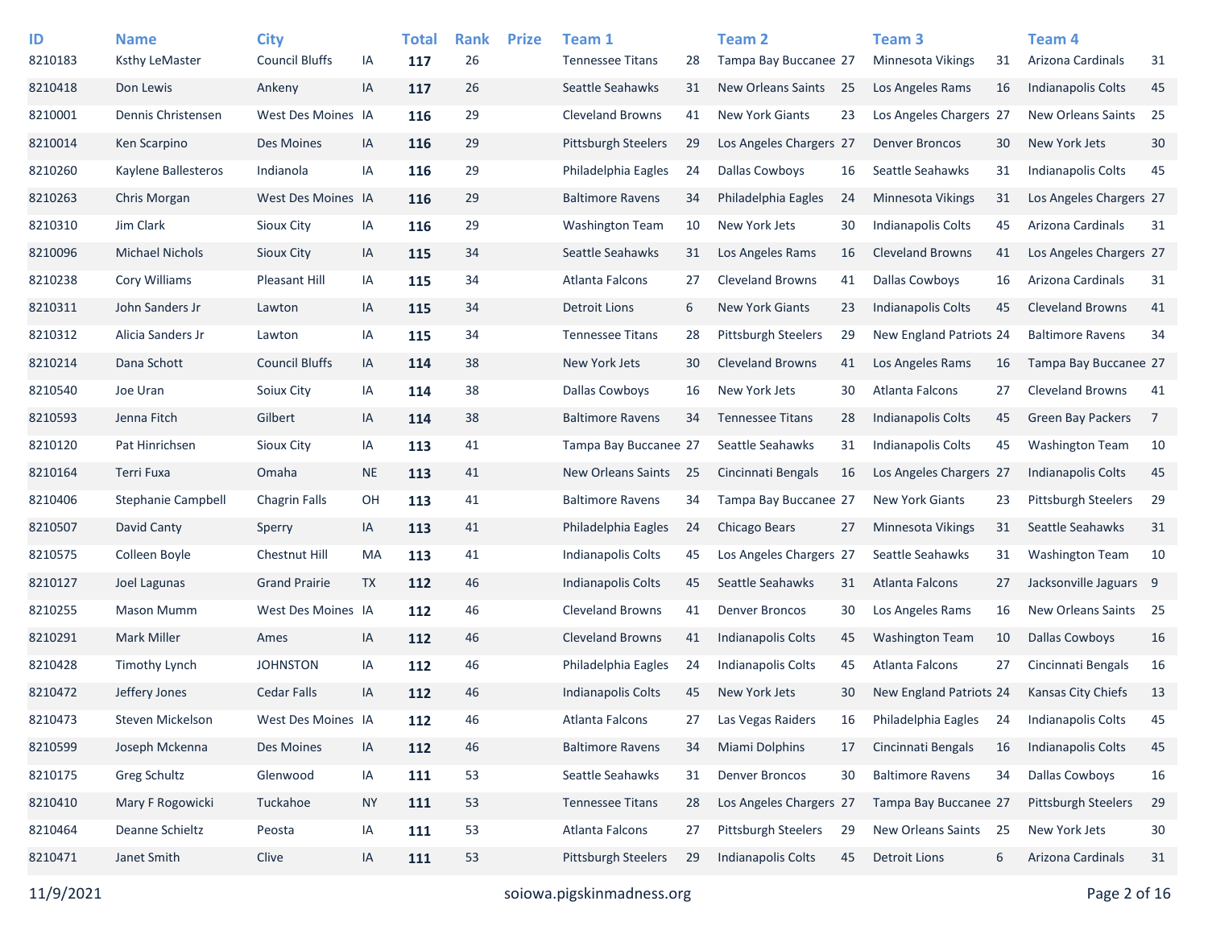| ID | Name | City | | Total | Rank | Prize | Team 1 | | Team 2 | | Team 3 | | Team 4 | |
|---|---|---|---|---|---|---|---|---|---|---|---|---|---|---|
| 8210183 | Ksthy LeMaster | Council Bluffs | IA | **117** | 26 | | Tennessee Titans | 28 | Tampa Bay Buccanee | 27 | Minnesota Vikings | 31 | Arizona Cardinals | 31 |
| 8210418 | Don Lewis | Ankeny | IA | **117** | 26 | | Seattle Seahawks | 31 | New Orleans Saints | 25 | Los Angeles Rams | 16 | Indianapolis Colts | 45 |
| 8210001 | Dennis Christensen | West Des Moines | IA | **116** | 29 | | Cleveland Browns | 41 | New York Giants | 23 | Los Angeles Chargers | 27 | New Orleans Saints | 25 |
| 8210014 | Ken Scarpino | Des Moines | IA | **116** | 29 | | Pittsburgh Steelers | 29 | Los Angeles Chargers | 27 | Denver Broncos | 30 | New York Jets | 30 |
| 8210260 | Kaylene Ballesteros | Indianola | IA | **116** | 29 | | Philadelphia Eagles | 24 | Dallas Cowboys | 16 | Seattle Seahawks | 31 | Indianapolis Colts | 45 |
| 8210263 | Chris Morgan | West Des Moines | IA | **116** | 29 | | Baltimore Ravens | 34 | Philadelphia Eagles | 24 | Minnesota Vikings | 31 | Los Angeles Chargers | 27 |
| 8210310 | Jim Clark | Sioux City | IA | **116** | 29 | | Washington Team | 10 | New York Jets | 30 | Indianapolis Colts | 45 | Arizona Cardinals | 31 |
| 8210096 | Michael Nichols | Sioux City | IA | **115** | 34 | | Seattle Seahawks | 31 | Los Angeles Rams | 16 | Cleveland Browns | 41 | Los Angeles Chargers | 27 |
| 8210238 | Cory Williams | Pleasant Hill | IA | **115** | 34 | | Atlanta Falcons | 27 | Cleveland Browns | 41 | Dallas Cowboys | 16 | Arizona Cardinals | 31 |
| 8210311 | John Sanders Jr | Lawton | IA | **115** | 34 | | Detroit Lions | 6 | New York Giants | 23 | Indianapolis Colts | 45 | Cleveland Browns | 41 |
| 8210312 | Alicia Sanders Jr | Lawton | IA | **115** | 34 | | Tennessee Titans | 28 | Pittsburgh Steelers | 29 | New England Patriots | 24 | Baltimore Ravens | 34 |
| 8210214 | Dana Schott | Council Bluffs | IA | **114** | 38 | | New York Jets | 30 | Cleveland Browns | 41 | Los Angeles Rams | 16 | Tampa Bay Buccanee | 27 |
| 8210540 | Joe Uran | Soiux City | IA | **114** | 38 | | Dallas Cowboys | 16 | New York Jets | 30 | Atlanta Falcons | 27 | Cleveland Browns | 41 |
| 8210593 | Jenna Fitch | Gilbert | IA | **114** | 38 | | Baltimore Ravens | 34 | Tennessee Titans | 28 | Indianapolis Colts | 45 | Green Bay Packers | 7 |
| 8210120 | Pat Hinrichsen | Sioux City | IA | **113** | 41 | | Tampa Bay Buccanee | 27 | Seattle Seahawks | 31 | Indianapolis Colts | 45 | Washington Team | 10 |
| 8210164 | Terri Fuxa | Omaha | NE | **113** | 41 | | New Orleans Saints | 25 | Cincinnati Bengals | 16 | Los Angeles Chargers | 27 | Indianapolis Colts | 45 |
| 8210406 | Stephanie Campbell | Chagrin Falls | OH | **113** | 41 | | Baltimore Ravens | 34 | Tampa Bay Buccanee | 27 | New York Giants | 23 | Pittsburgh Steelers | 29 |
| 8210507 | David Canty | Sperry | IA | **113** | 41 | | Philadelphia Eagles | 24 | Chicago Bears | 27 | Minnesota Vikings | 31 | Seattle Seahawks | 31 |
| 8210575 | Colleen Boyle | Chestnut Hill | MA | **113** | 41 | | Indianapolis Colts | 45 | Los Angeles Chargers | 27 | Seattle Seahawks | 31 | Washington Team | 10 |
| 8210127 | Joel Lagunas | Grand Prairie | TX | **112** | 46 | | Indianapolis Colts | 45 | Seattle Seahawks | 31 | Atlanta Falcons | 27 | Jacksonville Jaguars | 9 |
| 8210255 | Mason Mumm | West Des Moines | IA | **112** | 46 | | Cleveland Browns | 41 | Denver Broncos | 30 | Los Angeles Rams | 16 | New Orleans Saints | 25 |
| 8210291 | Mark Miller | Ames | IA | **112** | 46 | | Cleveland Browns | 41 | Indianapolis Colts | 45 | Washington Team | 10 | Dallas Cowboys | 16 |
| 8210428 | Timothy Lynch | JOHNSTON | IA | **112** | 46 | | Philadelphia Eagles | 24 | Indianapolis Colts | 45 | Atlanta Falcons | 27 | Cincinnati Bengals | 16 |
| 8210472 | Jeffery Jones | Cedar Falls | IA | **112** | 46 | | Indianapolis Colts | 45 | New York Jets | 30 | New England Patriots | 24 | Kansas City Chiefs | 13 |
| 8210473 | Steven Mickelson | West Des Moines | IA | **112** | 46 | | Atlanta Falcons | 27 | Las Vegas Raiders | 16 | Philadelphia Eagles | 24 | Indianapolis Colts | 45 |
| 8210599 | Joseph Mckenna | Des Moines | IA | **112** | 46 | | Baltimore Ravens | 34 | Miami Dolphins | 17 | Cincinnati Bengals | 16 | Indianapolis Colts | 45 |
| 8210175 | Greg Schultz | Glenwood | IA | **111** | 53 | | Seattle Seahawks | 31 | Denver Broncos | 30 | Baltimore Ravens | 34 | Dallas Cowboys | 16 |
| 8210410 | Mary F Rogowicki | Tuckahoe | NY | **111** | 53 | | Tennessee Titans | 28 | Los Angeles Chargers | 27 | Tampa Bay Buccanee | 27 | Pittsburgh Steelers | 29 |
| 8210464 | Deanne Schieltz | Peosta | IA | **111** | 53 | | Atlanta Falcons | 27 | Pittsburgh Steelers | 29 | New Orleans Saints | 25 | New York Jets | 30 |
| 8210471 | Janet Smith | Clive | IA | **111** | 53 | | Pittsburgh Steelers | 29 | Indianapolis Colts | 45 | Detroit Lions | 6 | Arizona Cardinals | 31 |

11/9/2021 soiowa.pigskinmadness.org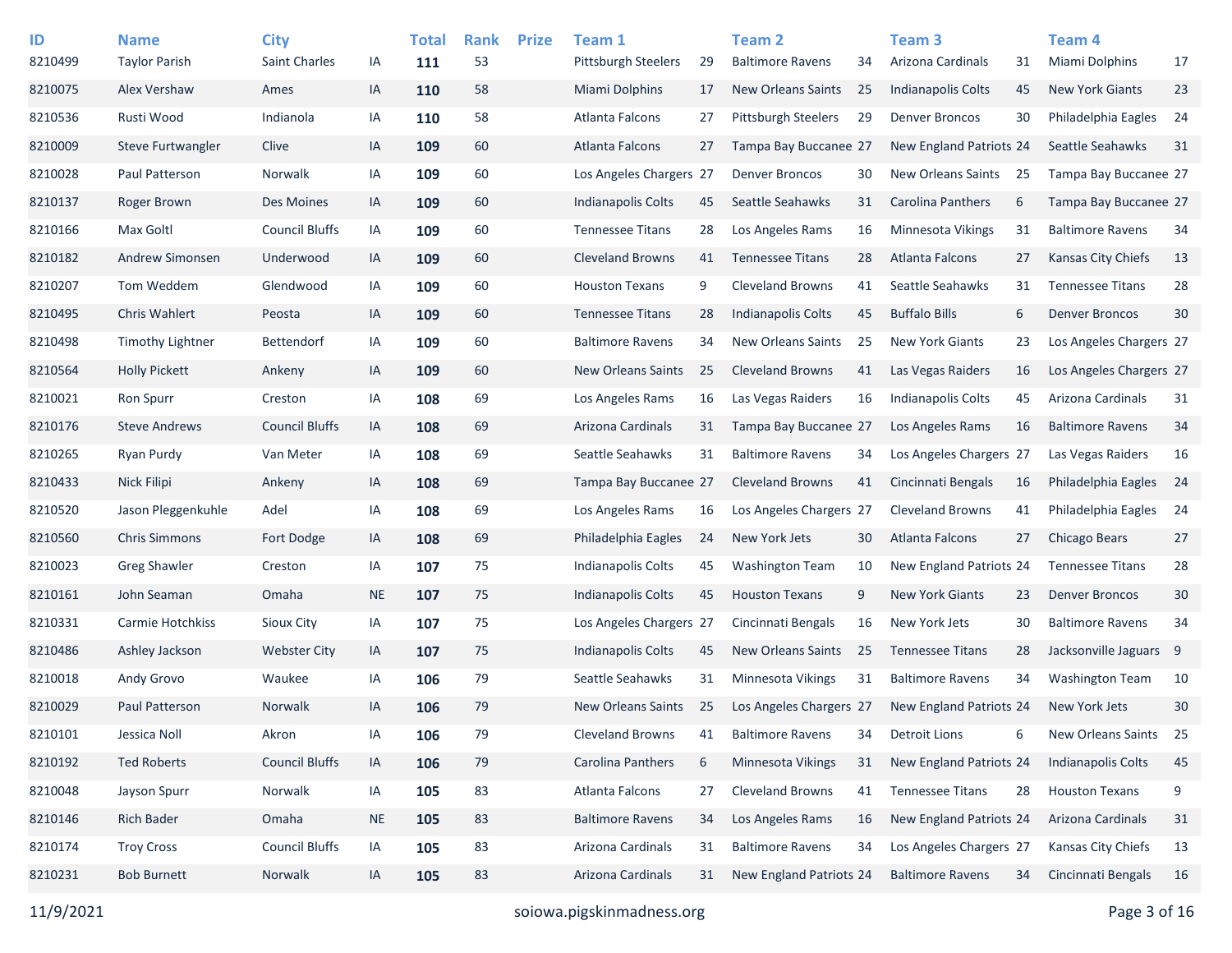| ID | Name | City | | Total | Rank | Prize | Team 1 | | Team 2 | | Team 3 | | Team 4 | |
|---|---|---|---|---|---|---|---|---|---|---|---|---|---|---|
| 8210499 | Taylor Parish | Saint Charles | IA | **111** | 53 | | Pittsburgh Steelers | 29 | Baltimore Ravens | 34 | Arizona Cardinals | 31 | Miami Dolphins | 17 |
| 8210075 | Alex Vershaw | Ames | IA | **110** | 58 | | Miami Dolphins | 17 | New Orleans Saints | 25 | Indianapolis Colts | 45 | New York Giants | 23 |
| 8210536 | Rusti Wood | Indianola | IA | **110** | 58 | | Atlanta Falcons | 27 | Pittsburgh Steelers | 29 | Denver Broncos | 30 | Philadelphia Eagles | 24 |
| 8210009 | Steve Furtwangler | Clive | IA | **109** | 60 | | Atlanta Falcons | 27 | Tampa Bay Buccanee | 27 | New England Patriots | 24 | Seattle Seahawks | 31 |
| 8210028 | Paul Patterson | Norwalk | IA | **109** | 60 | | Los Angeles Chargers | 27 | Denver Broncos | 30 | New Orleans Saints | 25 | Tampa Bay Buccanee | 27 |
| 8210137 | Roger Brown | Des Moines | IA | **109** | 60 | | Indianapolis Colts | 45 | Seattle Seahawks | 31 | Carolina Panthers | 6 | Tampa Bay Buccanee | 27 |
| 8210166 | Max Goltl | Council Bluffs | IA | **109** | 60 | | Tennessee Titans | 28 | Los Angeles Rams | 16 | Minnesota Vikings | 31 | Baltimore Ravens | 34 |
| 8210182 | Andrew Simonsen | Underwood | IA | **109** | 60 | | Cleveland Browns | 41 | Tennessee Titans | 28 | Atlanta Falcons | 27 | Kansas City Chiefs | 13 |
| 8210207 | Tom Weddem | Glendwood | IA | **109** | 60 | | Houston Texans | 9 | Cleveland Browns | 41 | Seattle Seahawks | 31 | Tennessee Titans | 28 |
| 8210495 | Chris Wahlert | Peosta | IA | **109** | 60 | | Tennessee Titans | 28 | Indianapolis Colts | 45 | Buffalo Bills | 6 | Denver Broncos | 30 |
| 8210498 | Timothy Lightner | Bettendorf | IA | **109** | 60 | | Baltimore Ravens | 34 | New Orleans Saints | 25 | New York Giants | 23 | Los Angeles Chargers | 27 |
| 8210564 | Holly Pickett | Ankeny | IA | **109** | 60 | | New Orleans Saints | 25 | Cleveland Browns | 41 | Las Vegas Raiders | 16 | Los Angeles Chargers | 27 |
| 8210021 | Ron Spurr | Creston | IA | **108** | 69 | | Los Angeles Rams | 16 | Las Vegas Raiders | 16 | Indianapolis Colts | 45 | Arizona Cardinals | 31 |
| 8210176 | Steve Andrews | Council Bluffs | IA | **108** | 69 | | Arizona Cardinals | 31 | Tampa Bay Buccanee | 27 | Los Angeles Rams | 16 | Baltimore Ravens | 34 |
| 8210265 | Ryan Purdy | Van Meter | IA | **108** | 69 | | Seattle Seahawks | 31 | Baltimore Ravens | 34 | Los Angeles Chargers | 27 | Las Vegas Raiders | 16 |
| 8210433 | Nick Filipi | Ankeny | IA | **108** | 69 | | Tampa Bay Buccanee | 27 | Cleveland Browns | 41 | Cincinnati Bengals | 16 | Philadelphia Eagles | 24 |
| 8210520 | Jason Pleggenkuhle | Adel | IA | **108** | 69 | | Los Angeles Rams | 16 | Los Angeles Chargers | 27 | Cleveland Browns | 41 | Philadelphia Eagles | 24 |
| 8210560 | Chris Simmons | Fort Dodge | IA | **108** | 69 | | Philadelphia Eagles | 24 | New York Jets | 30 | Atlanta Falcons | 27 | Chicago Bears | 27 |
| 8210023 | Greg Shawler | Creston | IA | **107** | 75 | | Indianapolis Colts | 45 | Washington Team | 10 | New England Patriots | 24 | Tennessee Titans | 28 |
| 8210161 | John Seaman | Omaha | NE | **107** | 75 | | Indianapolis Colts | 45 | Houston Texans | 9 | New York Giants | 23 | Denver Broncos | 30 |
| 8210331 | Carmie Hotchkiss | Sioux City | IA | **107** | 75 | | Los Angeles Chargers | 27 | Cincinnati Bengals | 16 | New York Jets | 30 | Baltimore Ravens | 34 |
| 8210486 | Ashley Jackson | Webster City | IA | **107** | 75 | | Indianapolis Colts | 45 | New Orleans Saints | 25 | Tennessee Titans | 28 | Jacksonville Jaguars | 9 |
| 8210018 | Andy Grovo | Waukee | IA | **106** | 79 | | Seattle Seahawks | 31 | Minnesota Vikings | 31 | Baltimore Ravens | 34 | Washington Team | 10 |
| 8210029 | Paul Patterson | Norwalk | IA | **106** | 79 | | New Orleans Saints | 25 | Los Angeles Chargers | 27 | New England Patriots | 24 | New York Jets | 30 |
| 8210101 | Jessica Noll | Akron | IA | **106** | 79 | | Cleveland Browns | 41 | Baltimore Ravens | 34 | Detroit Lions | 6 | New Orleans Saints | 25 |
| 8210192 | Ted Roberts | Council Bluffs | IA | **106** | 79 | | Carolina Panthers | 6 | Minnesota Vikings | 31 | New England Patriots | 24 | Indianapolis Colts | 45 |
| 8210048 | Jayson Spurr | Norwalk | IA | **105** | 83 | | Atlanta Falcons | 27 | Cleveland Browns | 41 | Tennessee Titans | 28 | Houston Texans | 9 |
| 8210146 | Rich Bader | Omaha | NE | **105** | 83 | | Baltimore Ravens | 34 | Los Angeles Rams | 16 | New England Patriots | 24 | Arizona Cardinals | 31 |
| 8210174 | Troy Cross | Council Bluffs | IA | **105** | 83 | | Arizona Cardinals | 31 | Baltimore Ravens | 34 | Los Angeles Chargers | 27 | Kansas City Chiefs | 13 |
| 8210231 | Bob Burnett | Norwalk | IA | **105** | 83 | | Arizona Cardinals | 31 | New England Patriots | 24 | Baltimore Ravens | 34 | Cincinnati Bengals | 16 |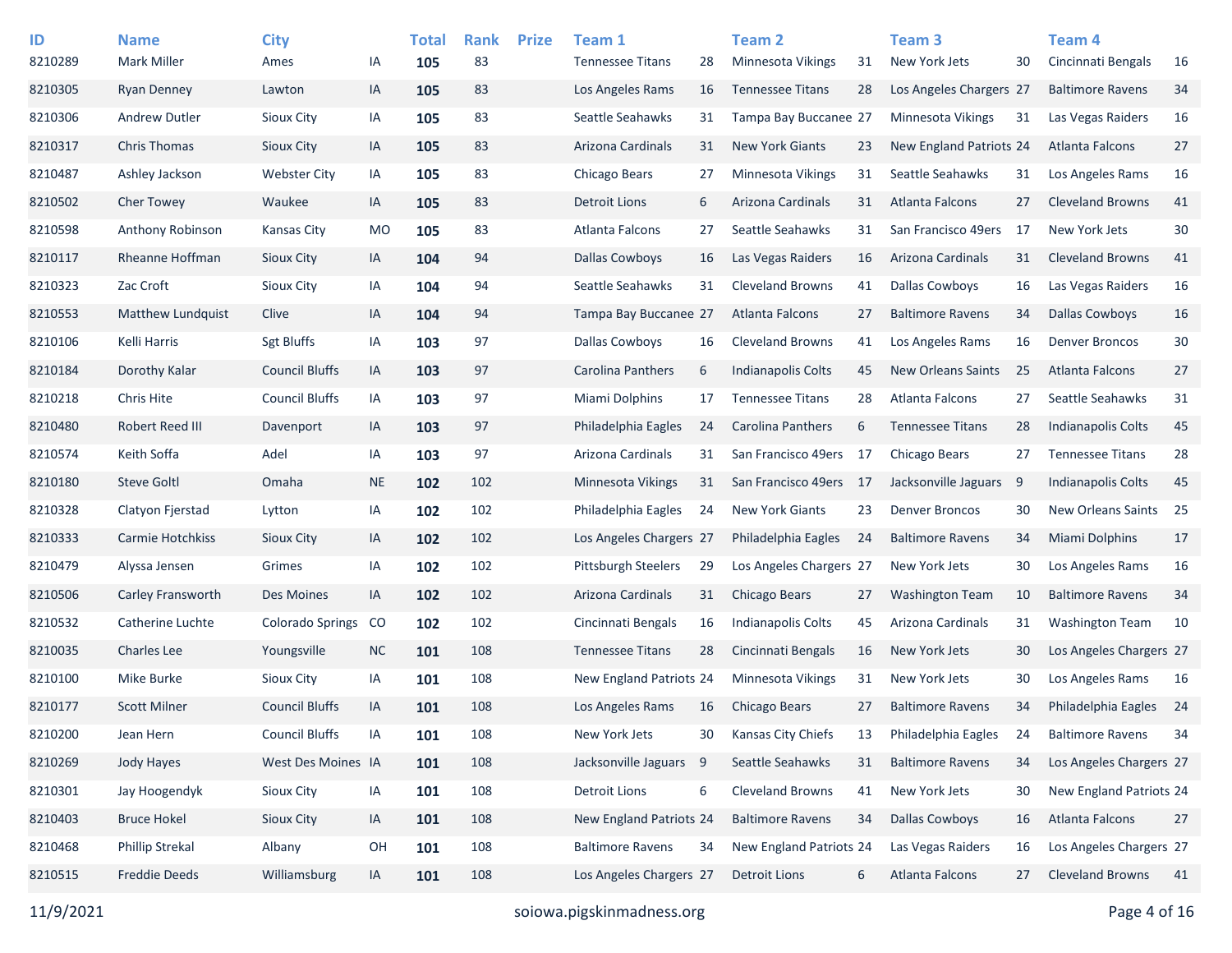| ID | Name | City | | Total | Rank | Prize | Team 1 | | Team 2 | | Team 3 | | Team 4 | |
|---|---|---|---|---|---|---|---|---|---|---|---|---|---|---|
| 8210289 | Mark Miller | Ames | IA | **105** | 83 | | Tennessee Titans | 28 | Minnesota Vikings | 31 | New York Jets | 30 | Cincinnati Bengals | 16 |
| 8210305 | Ryan Denney | Lawton | IA | **105** | 83 | | Los Angeles Rams | 16 | Tennessee Titans | 28 | Los Angeles Chargers | 27 | Baltimore Ravens | 34 |
| 8210306 | Andrew Dutler | Sioux City | IA | **105** | 83 | | Seattle Seahawks | 31 | Tampa Bay Buccanee | 27 | Minnesota Vikings | 31 | Las Vegas Raiders | 16 |
| 8210317 | Chris Thomas | Sioux City | IA | **105** | 83 | | Arizona Cardinals | 31 | New York Giants | 23 | New England Patriots | 24 | Atlanta Falcons | 27 |
| 8210487 | Ashley Jackson | Webster City | IA | **105** | 83 | | Chicago Bears | 27 | Minnesota Vikings | 31 | Seattle Seahawks | 31 | Los Angeles Rams | 16 |
| 8210502 | Cher Towey | Waukee | IA | **105** | 83 | | Detroit Lions | 6 | Arizona Cardinals | 31 | Atlanta Falcons | 27 | Cleveland Browns | 41 |
| 8210598 | Anthony Robinson | Kansas City | MO | **105** | 83 | | Atlanta Falcons | 27 | Seattle Seahawks | 31 | San Francisco 49ers | 17 | New York Jets | 30 |
| 8210117 | Rheanne Hoffman | Sioux City | IA | **104** | 94 | | Dallas Cowboys | 16 | Las Vegas Raiders | 16 | Arizona Cardinals | 31 | Cleveland Browns | 41 |
| 8210323 | Zac Croft | Sioux City | IA | **104** | 94 | | Seattle Seahawks | 31 | Cleveland Browns | 41 | Dallas Cowboys | 16 | Las Vegas Raiders | 16 |
| 8210553 | Matthew Lundquist | Clive | IA | **104** | 94 | | Tampa Bay Buccanee | 27 | Atlanta Falcons | 27 | Baltimore Ravens | 34 | Dallas Cowboys | 16 |
| 8210106 | Kelli Harris | Sgt Bluffs | IA | **103** | 97 | | Dallas Cowboys | 16 | Cleveland Browns | 41 | Los Angeles Rams | 16 | Denver Broncos | 30 |
| 8210184 | Dorothy Kalar | Council Bluffs | IA | **103** | 97 | | Carolina Panthers | 6 | Indianapolis Colts | 45 | New Orleans Saints | 25 | Atlanta Falcons | 27 |
| 8210218 | Chris Hite | Council Bluffs | IA | **103** | 97 | | Miami Dolphins | 17 | Tennessee Titans | 28 | Atlanta Falcons | 27 | Seattle Seahawks | 31 |
| 8210480 | Robert Reed III | Davenport | IA | **103** | 97 | | Philadelphia Eagles | 24 | Carolina Panthers | 6 | Tennessee Titans | 28 | Indianapolis Colts | 45 |
| 8210574 | Keith Soffa | Adel | IA | **103** | 97 | | Arizona Cardinals | 31 | San Francisco 49ers | 17 | Chicago Bears | 27 | Tennessee Titans | 28 |
| 8210180 | Steve Goltl | Omaha | NE | **102** | 102 | | Minnesota Vikings | 31 | San Francisco 49ers | 17 | Jacksonville Jaguars | 9 | Indianapolis Colts | 45 |
| 8210328 | Clatyon Fjerstad | Lytton | IA | **102** | 102 | | Philadelphia Eagles | 24 | New York Giants | 23 | Denver Broncos | 30 | New Orleans Saints | 25 |
| 8210333 | Carmie Hotchkiss | Sioux City | IA | **102** | 102 | | Los Angeles Chargers | 27 | Philadelphia Eagles | 24 | Baltimore Ravens | 34 | Miami Dolphins | 17 |
| 8210479 | Alyssa Jensen | Grimes | IA | **102** | 102 | | Pittsburgh Steelers | 29 | Los Angeles Chargers | 27 | New York Jets | 30 | Los Angeles Rams | 16 |
| 8210506 | Carley Fransworth | Des Moines | IA | **102** | 102 | | Arizona Cardinals | 31 | Chicago Bears | 27 | Washington Team | 10 | Baltimore Ravens | 34 |
| 8210532 | Catherine Luchte | Colorado Springs | CO | **102** | 102 | | Cincinnati Bengals | 16 | Indianapolis Colts | 45 | Arizona Cardinals | 31 | Washington Team | 10 |
| 8210035 | Charles Lee | Youngsville | NC | **101** | 108 | | Tennessee Titans | 28 | Cincinnati Bengals | 16 | New York Jets | 30 | Los Angeles Chargers | 27 |
| 8210100 | Mike Burke | Sioux City | IA | **101** | 108 | | New England Patriots | 24 | Minnesota Vikings | 31 | New York Jets | 30 | Los Angeles Rams | 16 |
| 8210177 | Scott Milner | Council Bluffs | IA | **101** | 108 | | Los Angeles Rams | 16 | Chicago Bears | 27 | Baltimore Ravens | 34 | Philadelphia Eagles | 24 |
| 8210200 | Jean Hern | Council Bluffs | IA | **101** | 108 | | New York Jets | 30 | Kansas City Chiefs | 13 | Philadelphia Eagles | 24 | Baltimore Ravens | 34 |
| 8210269 | Jody Hayes | West Des Moines | IA | **101** | 108 | | Jacksonville Jaguars | 9 | Seattle Seahawks | 31 | Baltimore Ravens | 34 | Los Angeles Chargers | 27 |
| 8210301 | Jay Hoogendyk | Sioux City | IA | **101** | 108 | | Detroit Lions | 6 | Cleveland Browns | 41 | New York Jets | 30 | New England Patriots | 24 |
| 8210403 | Bruce Hokel | Sioux City | IA | **101** | 108 | | New England Patriots | 24 | Baltimore Ravens | 34 | Dallas Cowboys | 16 | Atlanta Falcons | 27 |
| 8210468 | Phillip Strekal | Albany | OH | **101** | 108 | | Baltimore Ravens | 34 | New England Patriots | 24 | Las Vegas Raiders | 16 | Los Angeles Chargers | 27 |
| 8210515 | Freddie Deeds | Williamsburg | IA | **101** | 108 | | Los Angeles Chargers | 27 | Detroit Lions | 6 | Atlanta Falcons | 27 | Cleveland Browns | 41 |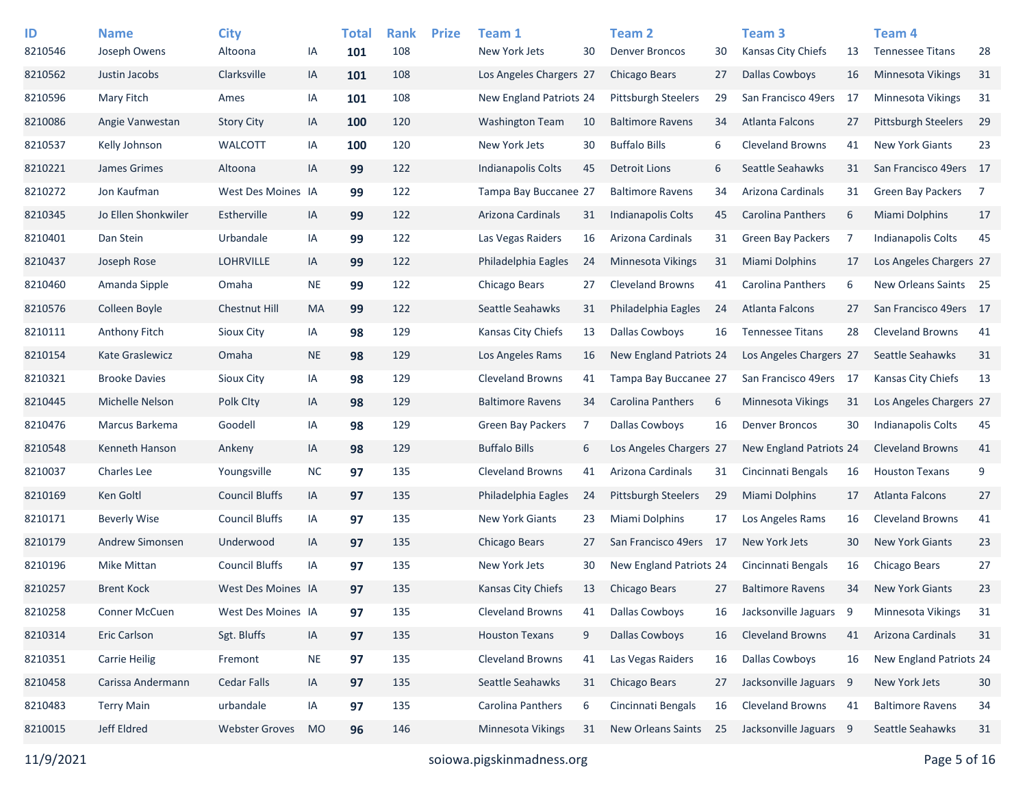| ID | Name | City | | Total | Rank | Prize | Team 1 | | Team 2 | | Team 3 | | Team 4 | |
|---|---|---|---|---|---|---|---|---|---|---|---|---|---|---|
| 8210546 | Joseph Owens | Altoona | IA | **101** | 108 | | New York Jets | 30 | Denver Broncos | 30 | Kansas City Chiefs | 13 | Tennessee Titans | 28 |
| 8210562 | Justin Jacobs | Clarksville | IA | **101** | 108 | | Los Angeles Chargers | 27 | Chicago Bears | 27 | Dallas Cowboys | 16 | Minnesota Vikings | 31 |
| 8210596 | Mary Fitch | Ames | IA | **101** | 108 | | New England Patriots | 24 | Pittsburgh Steelers | 29 | San Francisco 49ers | 17 | Minnesota Vikings | 31 |
| 8210086 | Angie Vanwestan | Story City | IA | **100** | 120 | | Washington Team | 10 | Baltimore Ravens | 34 | Atlanta Falcons | 27 | Pittsburgh Steelers | 29 |
| 8210537 | Kelly Johnson | WALCOTT | IA | **100** | 120 | | New York Jets | 30 | Buffalo Bills | 6 | Cleveland Browns | 41 | New York Giants | 23 |
| 8210221 | James Grimes | Altoona | IA | **99** | 122 | | Indianapolis Colts | 45 | Detroit Lions | 6 | Seattle Seahawks | 31 | San Francisco 49ers | 17 |
| 8210272 | Jon Kaufman | West Des Moines | IA | **99** | 122 | | Tampa Bay Buccanee | 27 | Baltimore Ravens | 34 | Arizona Cardinals | 31 | Green Bay Packers | 7 |
| 8210345 | Jo Ellen Shonkwiler | Estherville | IA | **99** | 122 | | Arizona Cardinals | 31 | Indianapolis Colts | 45 | Carolina Panthers | 6 | Miami Dolphins | 17 |
| 8210401 | Dan Stein | Urbandale | IA | **99** | 122 | | Las Vegas Raiders | 16 | Arizona Cardinals | 31 | Green Bay Packers | 7 | Indianapolis Colts | 45 |
| 8210437 | Joseph Rose | LOHRVILLE | IA | **99** | 122 | | Philadelphia Eagles | 24 | Minnesota Vikings | 31 | Miami Dolphins | 17 | Los Angeles Chargers | 27 |
| 8210460 | Amanda Sipple | Omaha | NE | **99** | 122 | | Chicago Bears | 27 | Cleveland Browns | 41 | Carolina Panthers | 6 | New Orleans Saints | 25 |
| 8210576 | Colleen Boyle | Chestnut Hill | MA | **99** | 122 | | Seattle Seahawks | 31 | Philadelphia Eagles | 24 | Atlanta Falcons | 27 | San Francisco 49ers | 17 |
| 8210111 | Anthony Fitch | Sioux City | IA | **98** | 129 | | Kansas City Chiefs | 13 | Dallas Cowboys | 16 | Tennessee Titans | 28 | Cleveland Browns | 41 |
| 8210154 | Kate Graslewicz | Omaha | NE | **98** | 129 | | Los Angeles Rams | 16 | New England Patriots | 24 | Los Angeles Chargers | 27 | Seattle Seahawks | 31 |
| 8210321 | Brooke Davies | Sioux City | IA | **98** | 129 | | Cleveland Browns | 41 | Tampa Bay Buccanee | 27 | San Francisco 49ers | 17 | Kansas City Chiefs | 13 |
| 8210445 | Michelle Nelson | Polk CIty | IA | **98** | 129 | | Baltimore Ravens | 34 | Carolina Panthers | 6 | Minnesota Vikings | 31 | Los Angeles Chargers | 27 |
| 8210476 | Marcus Barkema | Goodell | IA | **98** | 129 | | Green Bay Packers | 7 | Dallas Cowboys | 16 | Denver Broncos | 30 | Indianapolis Colts | 45 |
| 8210548 | Kenneth Hanson | Ankeny | IA | **98** | 129 | | Buffalo Bills | 6 | Los Angeles Chargers | 27 | New England Patriots | 24 | Cleveland Browns | 41 |
| 8210037 | Charles Lee | Youngsville | NC | **97** | 135 | | Cleveland Browns | 41 | Arizona Cardinals | 31 | Cincinnati Bengals | 16 | Houston Texans | 9 |
| 8210169 | Ken Goltl | Council Bluffs | IA | **97** | 135 | | Philadelphia Eagles | 24 | Pittsburgh Steelers | 29 | Miami Dolphins | 17 | Atlanta Falcons | 27 |
| 8210171 | Beverly Wise | Council Bluffs | IA | **97** | 135 | | New York Giants | 23 | Miami Dolphins | 17 | Los Angeles Rams | 16 | Cleveland Browns | 41 |
| 8210179 | Andrew Simonsen | Underwood | IA | **97** | 135 | | Chicago Bears | 27 | San Francisco 49ers | 17 | New York Jets | 30 | New York Giants | 23 |
| 8210196 | Mike Mittan | Council Bluffs | IA | **97** | 135 | | New York Jets | 30 | New England Patriots | 24 | Cincinnati Bengals | 16 | Chicago Bears | 27 |
| 8210257 | Brent Kock | West Des Moines | IA | **97** | 135 | | Kansas City Chiefs | 13 | Chicago Bears | 27 | Baltimore Ravens | 34 | New York Giants | 23 |
| 8210258 | Conner McCuen | West Des Moines | IA | **97** | 135 | | Cleveland Browns | 41 | Dallas Cowboys | 16 | Jacksonville Jaguars | 9 | Minnesota Vikings | 31 |
| 8210314 | Eric Carlson | Sgt. Bluffs | IA | **97** | 135 | | Houston Texans | 9 | Dallas Cowboys | 16 | Cleveland Browns | 41 | Arizona Cardinals | 31 |
| 8210351 | Carrie Heilig | Fremont | NE | **97** | 135 | | Cleveland Browns | 41 | Las Vegas Raiders | 16 | Dallas Cowboys | 16 | New England Patriots | 24 |
| 8210458 | Carissa Andermann | Cedar Falls | IA | **97** | 135 | | Seattle Seahawks | 31 | Chicago Bears | 27 | Jacksonville Jaguars | 9 | New York Jets | 30 |
| 8210483 | Terry Main | urbandale | IA | **97** | 135 | | Carolina Panthers | 6 | Cincinnati Bengals | 16 | Cleveland Browns | 41 | Baltimore Ravens | 34 |
| 8210015 | Jeff Eldred | Webster Groves | MO | **96** | 146 | | Minnesota Vikings | 31 | New Orleans Saints | 25 | Jacksonville Jaguars | 9 | Seattle Seahawks | 31 |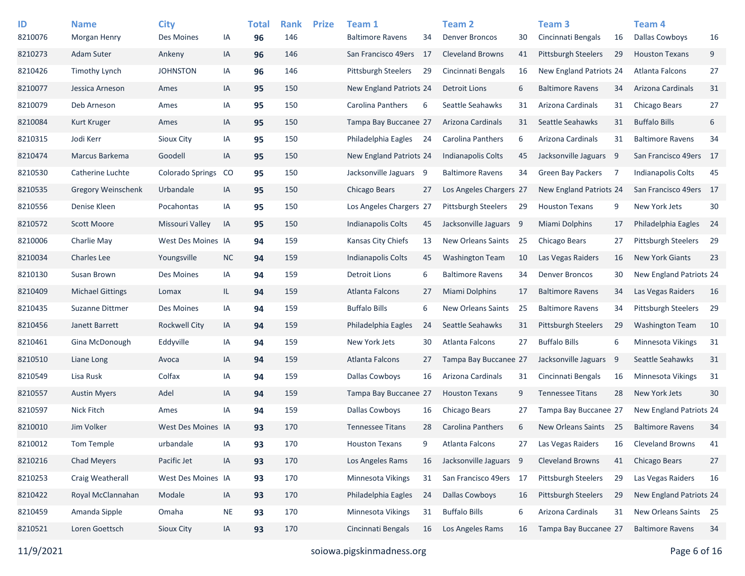| ID | Name | City | | Total | Rank | Prize | Team 1 | | Team 2 | | Team 3 | | Team 4 | |
|---|---|---|---|---|---|---|---|---|---|---|---|---|---|---|
| 8210076 | Morgan Henry | Des Moines | IA | **96** | 146 | | Baltimore Ravens | 34 | Denver Broncos | 30 | Cincinnati Bengals | 16 | Dallas Cowboys | 16 |
| 8210273 | Adam Suter | Ankeny | IA | **96** | 146 | | San Francisco 49ers | 17 | Cleveland Browns | 41 | Pittsburgh Steelers | 29 | Houston Texans | 9 |
| 8210426 | Timothy Lynch | JOHNSTON | IA | **96** | 146 | | Pittsburgh Steelers | 29 | Cincinnati Bengals | 16 | New England Patriots | 24 | Atlanta Falcons | 27 |
| 8210077 | Jessica Arneson | Ames | IA | **95** | 150 | | New England Patriots | 24 | Detroit Lions | 6 | Baltimore Ravens | 34 | Arizona Cardinals | 31 |
| 8210079 | Deb Arneson | Ames | IA | **95** | 150 | | Carolina Panthers | 6 | Seattle Seahawks | 31 | Arizona Cardinals | 31 | Chicago Bears | 27 |
| 8210084 | Kurt Kruger | Ames | IA | **95** | 150 | | Tampa Bay Buccanee | 27 | Arizona Cardinals | 31 | Seattle Seahawks | 31 | Buffalo Bills | 6 |
| 8210315 | Jodi Kerr | Sioux City | IA | **95** | 150 | | Philadelphia Eagles | 24 | Carolina Panthers | 6 | Arizona Cardinals | 31 | Baltimore Ravens | 34 |
| 8210474 | Marcus Barkema | Goodell | IA | **95** | 150 | | New England Patriots | 24 | Indianapolis Colts | 45 | Jacksonville Jaguars | 9 | San Francisco 49ers | 17 |
| 8210530 | Catherine Luchte | Colorado Springs | CO | **95** | 150 | | Jacksonville Jaguars | 9 | Baltimore Ravens | 34 | Green Bay Packers | 7 | Indianapolis Colts | 45 |
| 8210535 | Gregory Weinschenk | Urbandale | IA | **95** | 150 | | Chicago Bears | 27 | Los Angeles Chargers | 27 | New England Patriots | 24 | San Francisco 49ers | 17 |
| 8210556 | Denise Kleen | Pocahontas | IA | **95** | 150 | | Los Angeles Chargers | 27 | Pittsburgh Steelers | 29 | Houston Texans | 9 | New York Jets | 30 |
| 8210572 | Scott Moore | Missouri Valley | IA | **95** | 150 | | Indianapolis Colts | 45 | Jacksonville Jaguars | 9 | Miami Dolphins | 17 | Philadelphia Eagles | 24 |
| 8210006 | Charlie May | West Des Moines | IA | **94** | 159 | | Kansas City Chiefs | 13 | New Orleans Saints | 25 | Chicago Bears | 27 | Pittsburgh Steelers | 29 |
| 8210034 | Charles Lee | Youngsville | NC | **94** | 159 | | Indianapolis Colts | 45 | Washington Team | 10 | Las Vegas Raiders | 16 | New York Giants | 23 |
| 8210130 | Susan Brown | Des Moines | IA | **94** | 159 | | Detroit Lions | 6 | Baltimore Ravens | 34 | Denver Broncos | 30 | New England Patriots | 24 |
| 8210409 | Michael Gittings | Lomax | IL | **94** | 159 | | Atlanta Falcons | 27 | Miami Dolphins | 17 | Baltimore Ravens | 34 | Las Vegas Raiders | 16 |
| 8210435 | Suzanne Dittmer | Des Moines | IA | **94** | 159 | | Buffalo Bills | 6 | New Orleans Saints | 25 | Baltimore Ravens | 34 | Pittsburgh Steelers | 29 |
| 8210456 | Janett Barrett | Rockwell City | IA | **94** | 159 | | Philadelphia Eagles | 24 | Seattle Seahawks | 31 | Pittsburgh Steelers | 29 | Washington Team | 10 |
| 8210461 | Gina McDonough | Eddyville | IA | **94** | 159 | | New York Jets | 30 | Atlanta Falcons | 27 | Buffalo Bills | 6 | Minnesota Vikings | 31 |
| 8210510 | Liane Long | Avoca | IA | **94** | 159 | | Atlanta Falcons | 27 | Tampa Bay Buccanee | 27 | Jacksonville Jaguars | 9 | Seattle Seahawks | 31 |
| 8210549 | Lisa Rusk | Colfax | IA | **94** | 159 | | Dallas Cowboys | 16 | Arizona Cardinals | 31 | Cincinnati Bengals | 16 | Minnesota Vikings | 31 |
| 8210557 | Austin Myers | Adel | IA | **94** | 159 | | Tampa Bay Buccanee | 27 | Houston Texans | 9 | Tennessee Titans | 28 | New York Jets | 30 |
| 8210597 | Nick Fitch | Ames | IA | **94** | 159 | | Dallas Cowboys | 16 | Chicago Bears | 27 | Tampa Bay Buccanee | 27 | New England Patriots | 24 |
| 8210010 | Jim Volker | West Des Moines | IA | **93** | 170 | | Tennessee Titans | 28 | Carolina Panthers | 6 | New Orleans Saints | 25 | Baltimore Ravens | 34 |
| 8210012 | Tom Temple | urbandale | IA | **93** | 170 | | Houston Texans | 9 | Atlanta Falcons | 27 | Las Vegas Raiders | 16 | Cleveland Browns | 41 |
| 8210216 | Chad Meyers | Pacific Jet | IA | **93** | 170 | | Los Angeles Rams | 16 | Jacksonville Jaguars | 9 | Cleveland Browns | 41 | Chicago Bears | 27 |
| 8210253 | Craig Weatherall | West Des Moines | IA | **93** | 170 | | Minnesota Vikings | 31 | San Francisco 49ers | 17 | Pittsburgh Steelers | 29 | Las Vegas Raiders | 16 |
| 8210422 | Royal McClannahan | Modale | IA | **93** | 170 | | Philadelphia Eagles | 24 | Dallas Cowboys | 16 | Pittsburgh Steelers | 29 | New England Patriots | 24 |
| 8210459 | Amanda Sipple | Omaha | NE | **93** | 170 | | Minnesota Vikings | 31 | Buffalo Bills | 6 | Arizona Cardinals | 31 | New Orleans Saints | 25 |
| 8210521 | Loren Goettsch | Sioux City | IA | **93** | 170 | | Cincinnati Bengals | 16 | Los Angeles Rams | 16 | Tampa Bay Buccanee | 27 | Baltimore Ravens | 34 |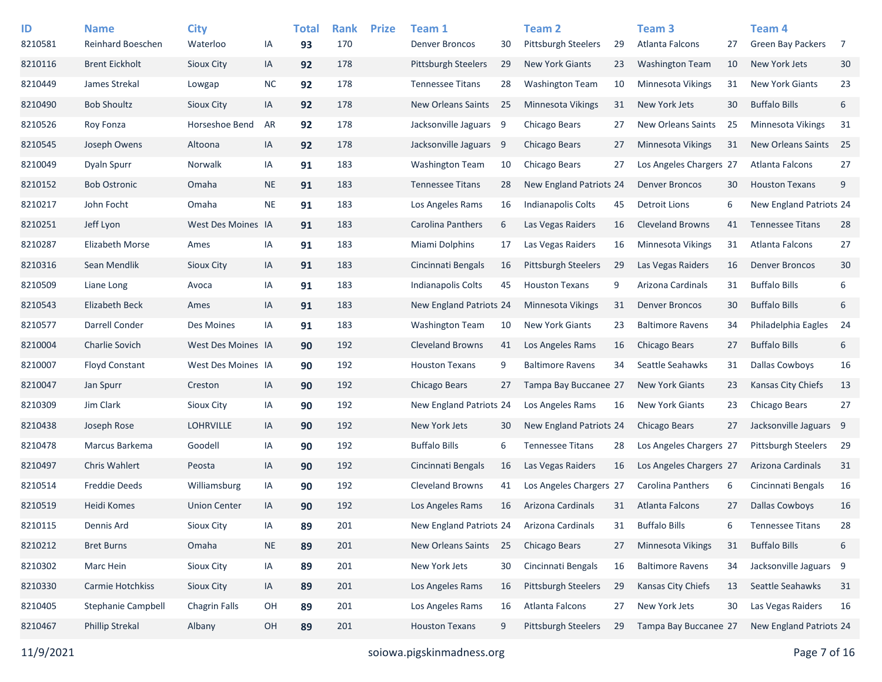| ID | Name | City | | Total | Rank | Prize | Team 1 | | Team 2 | | Team 3 | | Team 4 | |
|---|---|---|---|---|---|---|---|---|---|---|---|---|---|---|
| 8210581 | Reinhard Boeschen | Waterloo | IA | **93** | 170 | | Denver Broncos | 30 | Pittsburgh Steelers | 29 | Atlanta Falcons | 27 | Green Bay Packers | 7 |
| 8210116 | Brent Eickholt | Sioux City | IA | **92** | 178 | | Pittsburgh Steelers | 29 | New York Giants | 23 | Washington Team | 10 | New York Jets | 30 |
| 8210449 | James Strekal | Lowgap | NC | **92** | 178 | | Tennessee Titans | 28 | Washington Team | 10 | Minnesota Vikings | 31 | New York Giants | 23 |
| 8210490 | Bob Shoultz | Sioux City | IA | **92** | 178 | | New Orleans Saints | 25 | Minnesota Vikings | 31 | New York Jets | 30 | Buffalo Bills | 6 |
| 8210526 | Roy Fonza | Horseshoe Bend | AR | **92** | 178 | | Jacksonville Jaguars | 9 | Chicago Bears | 27 | New Orleans Saints | 25 | Minnesota Vikings | 31 |
| 8210545 | Joseph Owens | Altoona | IA | **92** | 178 | | Jacksonville Jaguars | 9 | Chicago Bears | 27 | Minnesota Vikings | 31 | New Orleans Saints | 25 |
| 8210049 | Dyaln Spurr | Norwalk | IA | **91** | 183 | | Washington Team | 10 | Chicago Bears | 27 | Los Angeles Chargers | 27 | Atlanta Falcons | 27 |
| 8210152 | Bob Ostronic | Omaha | NE | **91** | 183 | | Tennessee Titans | 28 | New England Patriots | 24 | Denver Broncos | 30 | Houston Texans | 9 |
| 8210217 | John Focht | Omaha | NE | **91** | 183 | | Los Angeles Rams | 16 | Indianapolis Colts | 45 | Detroit Lions | 6 | New England Patriots | 24 |
| 8210251 | Jeff Lyon | West Des Moines | IA | **91** | 183 | | Carolina Panthers | 6 | Las Vegas Raiders | 16 | Cleveland Browns | 41 | Tennessee Titans | 28 |
| 8210287 | Elizabeth Morse | Ames | IA | **91** | 183 | | Miami Dolphins | 17 | Las Vegas Raiders | 16 | Minnesota Vikings | 31 | Atlanta Falcons | 27 |
| 8210316 | Sean Mendlik | Sioux City | IA | **91** | 183 | | Cincinnati Bengals | 16 | Pittsburgh Steelers | 29 | Las Vegas Raiders | 16 | Denver Broncos | 30 |
| 8210509 | Liane Long | Avoca | IA | **91** | 183 | | Indianapolis Colts | 45 | Houston Texans | 9 | Arizona Cardinals | 31 | Buffalo Bills | 6 |
| 8210543 | Elizabeth Beck | Ames | IA | **91** | 183 | | New England Patriots | 24 | Minnesota Vikings | 31 | Denver Broncos | 30 | Buffalo Bills | 6 |
| 8210577 | Darrell Conder | Des Moines | IA | **91** | 183 | | Washington Team | 10 | New York Giants | 23 | Baltimore Ravens | 34 | Philadelphia Eagles | 24 |
| 8210004 | Charlie Sovich | West Des Moines | IA | **90** | 192 | | Cleveland Browns | 41 | Los Angeles Rams | 16 | Chicago Bears | 27 | Buffalo Bills | 6 |
| 8210007 | Floyd Constant | West Des Moines | IA | **90** | 192 | | Houston Texans | 9 | Baltimore Ravens | 34 | Seattle Seahawks | 31 | Dallas Cowboys | 16 |
| 8210047 | Jan Spurr | Creston | IA | **90** | 192 | | Chicago Bears | 27 | Tampa Bay Buccanee | 27 | New York Giants | 23 | Kansas City Chiefs | 13 |
| 8210309 | Jim Clark | Sioux City | IA | **90** | 192 | | New England Patriots | 24 | Los Angeles Rams | 16 | New York Giants | 23 | Chicago Bears | 27 |
| 8210438 | Joseph Rose | LOHRVILLE | IA | **90** | 192 | | New York Jets | 30 | New England Patriots | 24 | Chicago Bears | 27 | Jacksonville Jaguars | 9 |
| 8210478 | Marcus Barkema | Goodell | IA | **90** | 192 | | Buffalo Bills | 6 | Tennessee Titans | 28 | Los Angeles Chargers | 27 | Pittsburgh Steelers | 29 |
| 8210497 | Chris Wahlert | Peosta | IA | **90** | 192 | | Cincinnati Bengals | 16 | Las Vegas Raiders | 16 | Los Angeles Chargers | 27 | Arizona Cardinals | 31 |
| 8210514 | Freddie Deeds | Williamsburg | IA | **90** | 192 | | Cleveland Browns | 41 | Los Angeles Chargers | 27 | Carolina Panthers | 6 | Cincinnati Bengals | 16 |
| 8210519 | Heidi Komes | Union Center | IA | **90** | 192 | | Los Angeles Rams | 16 | Arizona Cardinals | 31 | Atlanta Falcons | 27 | Dallas Cowboys | 16 |
| 8210115 | Dennis Ard | Sioux City | IA | **89** | 201 | | New England Patriots | 24 | Arizona Cardinals | 31 | Buffalo Bills | 6 | Tennessee Titans | 28 |
| 8210212 | Bret Burns | Omaha | NE | **89** | 201 | | New Orleans Saints | 25 | Chicago Bears | 27 | Minnesota Vikings | 31 | Buffalo Bills | 6 |
| 8210302 | Marc Hein | Sioux City | IA | **89** | 201 | | New York Jets | 30 | Cincinnati Bengals | 16 | Baltimore Ravens | 34 | Jacksonville Jaguars | 9 |
| 8210330 | Carmie Hotchkiss | Sioux City | IA | **89** | 201 | | Los Angeles Rams | 16 | Pittsburgh Steelers | 29 | Kansas City Chiefs | 13 | Seattle Seahawks | 31 |
| 8210405 | Stephanie Campbell | Chagrin Falls | OH | **89** | 201 | | Los Angeles Rams | 16 | Atlanta Falcons | 27 | New York Jets | 30 | Las Vegas Raiders | 16 |
| 8210467 | Phillip Strekal | Albany | OH | **89** | 201 | | Houston Texans | 9 | Pittsburgh Steelers | 29 | Tampa Bay Buccanee | 27 | New England Patriots | 24 |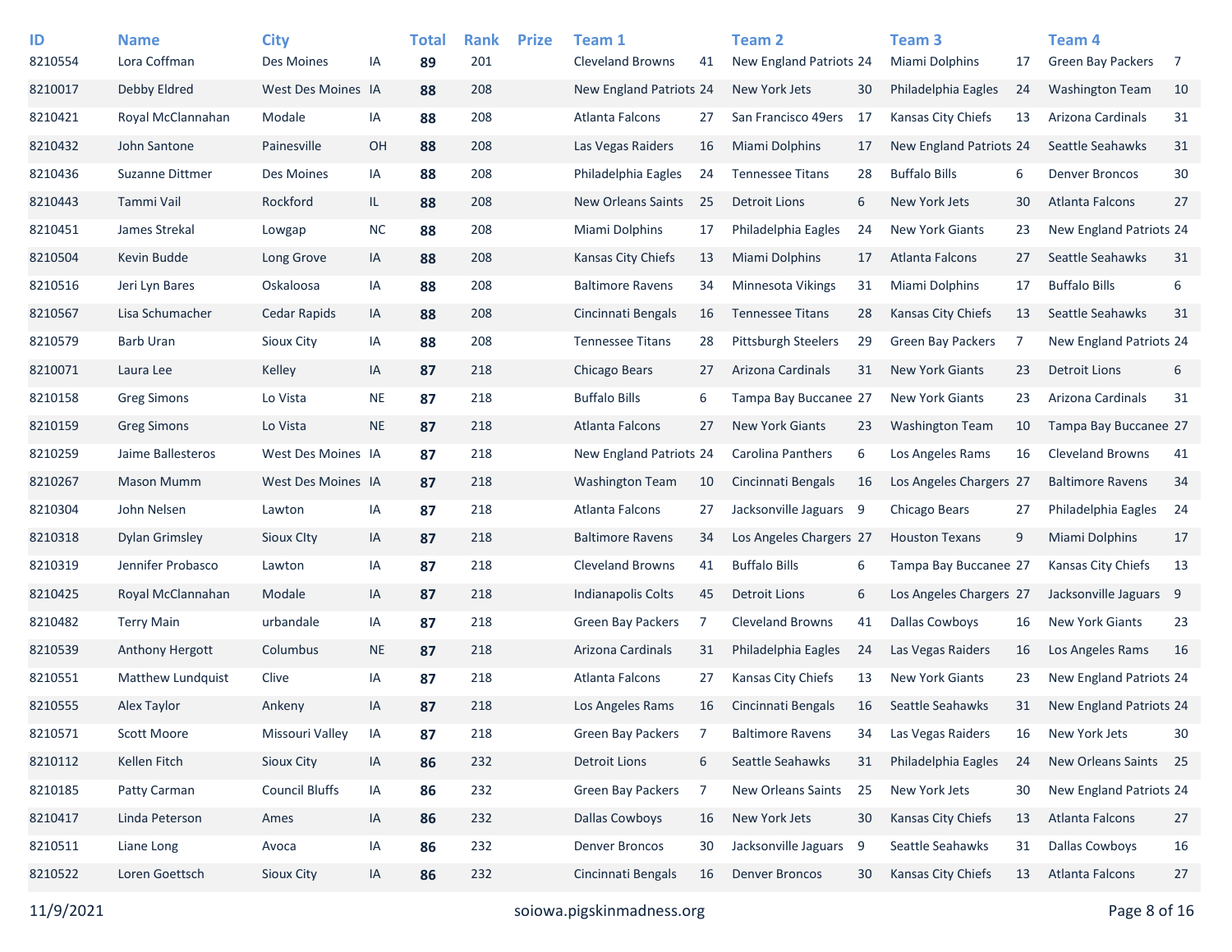| ID | Name | City | | Total | Rank | Prize | Team 1 | | Team 2 | | Team 3 | | Team 4 | |
|---|---|---|---|---|---|---|---|---|---|---|---|---|---|---|
| 8210554 | Lora Coffman | Des Moines | IA | **89** | 201 | | Cleveland Browns | 41 | New England Patriots | 24 | Miami Dolphins | 17 | Green Bay Packers | 7 |
| 8210017 | Debby Eldred | West Des Moines | IA | **88** | 208 | | New England Patriots | 24 | New York Jets | 30 | Philadelphia Eagles | 24 | Washington Team | 10 |
| 8210421 | Royal McClannahan | Modale | IA | **88** | 208 | | Atlanta Falcons | 27 | San Francisco 49ers | 17 | Kansas City Chiefs | 13 | Arizona Cardinals | 31 |
| 8210432 | John Santone | Painesville | OH | **88** | 208 | | Las Vegas Raiders | 16 | Miami Dolphins | 17 | New England Patriots | 24 | Seattle Seahawks | 31 |
| 8210436 | Suzanne Dittmer | Des Moines | IA | **88** | 208 | | Philadelphia Eagles | 24 | Tennessee Titans | 28 | Buffalo Bills | 6 | Denver Broncos | 30 |
| 8210443 | Tammi Vail | Rockford | IL | **88** | 208 | | New Orleans Saints | 25 | Detroit Lions | 6 | New York Jets | 30 | Atlanta Falcons | 27 |
| 8210451 | James Strekal | Lowgap | NC | **88** | 208 | | Miami Dolphins | 17 | Philadelphia Eagles | 24 | New York Giants | 23 | New England Patriots | 24 |
| 8210504 | Kevin Budde | Long Grove | IA | **88** | 208 | | Kansas City Chiefs | 13 | Miami Dolphins | 17 | Atlanta Falcons | 27 | Seattle Seahawks | 31 |
| 8210516 | Jeri Lyn Bares | Oskaloosa | IA | **88** | 208 | | Baltimore Ravens | 34 | Minnesota Vikings | 31 | Miami Dolphins | 17 | Buffalo Bills | 6 |
| 8210567 | Lisa Schumacher | Cedar Rapids | IA | **88** | 208 | | Cincinnati Bengals | 16 | Tennessee Titans | 28 | Kansas City Chiefs | 13 | Seattle Seahawks | 31 |
| 8210579 | Barb Uran | Sioux City | IA | **88** | 208 | | Tennessee Titans | 28 | Pittsburgh Steelers | 29 | Green Bay Packers | 7 | New England Patriots | 24 |
| 8210071 | Laura Lee | Kelley | IA | **87** | 218 | | Chicago Bears | 27 | Arizona Cardinals | 31 | New York Giants | 23 | Detroit Lions | 6 |
| 8210158 | Greg Simons | Lo Vista | NE | **87** | 218 | | Buffalo Bills | 6 | Tampa Bay Buccanee | 27 | New York Giants | 23 | Arizona Cardinals | 31 |
| 8210159 | Greg Simons | Lo Vista | NE | **87** | 218 | | Atlanta Falcons | 27 | New York Giants | 23 | Washington Team | 10 | Tampa Bay Buccanee | 27 |
| 8210259 | Jaime Ballesteros | West Des Moines | IA | **87** | 218 | | New England Patriots | 24 | Carolina Panthers | 6 | Los Angeles Rams | 16 | Cleveland Browns | 41 |
| 8210267 | Mason Mumm | West Des Moines | IA | **87** | 218 | | Washington Team | 10 | Cincinnati Bengals | 16 | Los Angeles Chargers | 27 | Baltimore Ravens | 34 |
| 8210304 | John Nelsen | Lawton | IA | **87** | 218 | | Atlanta Falcons | 27 | Jacksonville Jaguars | 9 | Chicago Bears | 27 | Philadelphia Eagles | 24 |
| 8210318 | Dylan Grimsley | Sioux CIty | IA | **87** | 218 | | Baltimore Ravens | 34 | Los Angeles Chargers | 27 | Houston Texans | 9 | Miami Dolphins | 17 |
| 8210319 | Jennifer Probasco | Lawton | IA | **87** | 218 | | Cleveland Browns | 41 | Buffalo Bills | 6 | Tampa Bay Buccanee | 27 | Kansas City Chiefs | 13 |
| 8210425 | Royal McClannahan | Modale | IA | **87** | 218 | | Indianapolis Colts | 45 | Detroit Lions | 6 | Los Angeles Chargers | 27 | Jacksonville Jaguars | 9 |
| 8210482 | Terry Main | urbandale | IA | **87** | 218 | | Green Bay Packers | 7 | Cleveland Browns | 41 | Dallas Cowboys | 16 | New York Giants | 23 |
| 8210539 | Anthony Hergott | Columbus | NE | **87** | 218 | | Arizona Cardinals | 31 | Philadelphia Eagles | 24 | Las Vegas Raiders | 16 | Los Angeles Rams | 16 |
| 8210551 | Matthew Lundquist | Clive | IA | **87** | 218 | | Atlanta Falcons | 27 | Kansas City Chiefs | 13 | New York Giants | 23 | New England Patriots | 24 |
| 8210555 | Alex Taylor | Ankeny | IA | **87** | 218 | | Los Angeles Rams | 16 | Cincinnati Bengals | 16 | Seattle Seahawks | 31 | New England Patriots | 24 |
| 8210571 | Scott Moore | Missouri Valley | IA | **87** | 218 | | Green Bay Packers | 7 | Baltimore Ravens | 34 | Las Vegas Raiders | 16 | New York Jets | 30 |
| 8210112 | Kellen Fitch | Sioux City | IA | **86** | 232 | | Detroit Lions | 6 | Seattle Seahawks | 31 | Philadelphia Eagles | 24 | New Orleans Saints | 25 |
| 8210185 | Patty Carman | Council Bluffs | IA | **86** | 232 | | Green Bay Packers | 7 | New Orleans Saints | 25 | New York Jets | 30 | New England Patriots | 24 |
| 8210417 | Linda Peterson | Ames | IA | **86** | 232 | | Dallas Cowboys | 16 | New York Jets | 30 | Kansas City Chiefs | 13 | Atlanta Falcons | 27 |
| 8210511 | Liane Long | Avoca | IA | **86** | 232 | | Denver Broncos | 30 | Jacksonville Jaguars | 9 | Seattle Seahawks | 31 | Dallas Cowboys | 16 |
| 8210522 | Loren Goettsch | Sioux City | IA | **86** | 232 | | Cincinnati Bengals | 16 | Denver Broncos | 30 | Kansas City Chiefs | 13 | Atlanta Falcons | 27 |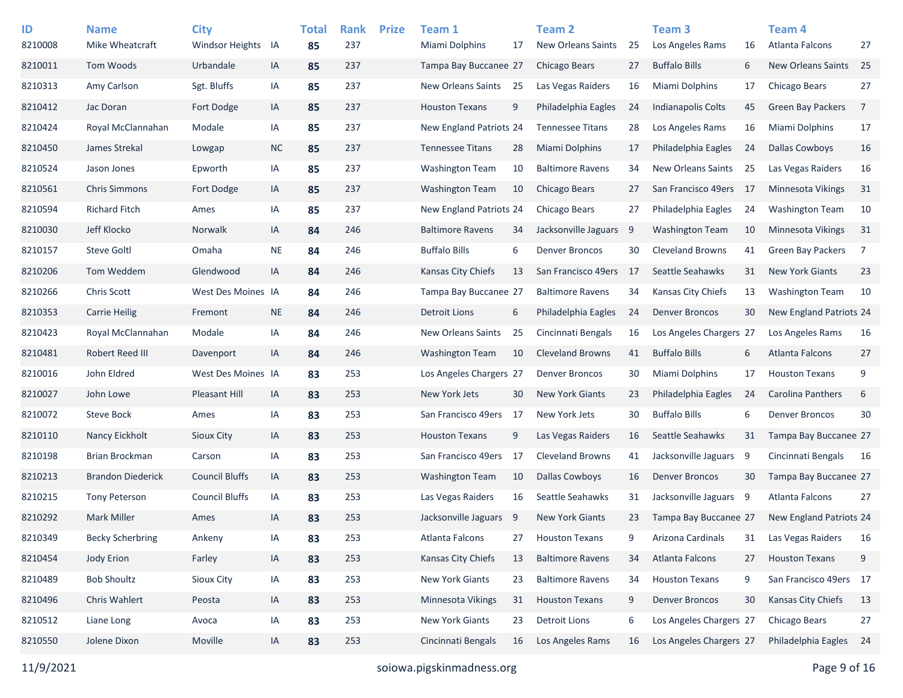| ID | Name | City | | Total | Rank | Prize | Team 1 | | Team 2 | | Team 3 | | Team 4 | |
|---|---|---|---|---|---|---|---|---|---|---|---|---|---|---|
| 8210008 | Mike Wheatcraft | Windsor Heights | IA | **85** | 237 | | Miami Dolphins | 17 | New Orleans Saints | 25 | Los Angeles Rams | 16 | Atlanta Falcons | 27 |
| 8210011 | Tom Woods | Urbandale | IA | **85** | 237 | | Tampa Bay Buccanee | 27 | Chicago Bears | 27 | Buffalo Bills | 6 | New Orleans Saints | 25 |
| 8210313 | Amy Carlson | Sgt. Bluffs | IA | **85** | 237 | | New Orleans Saints | 25 | Las Vegas Raiders | 16 | Miami Dolphins | 17 | Chicago Bears | 27 |
| 8210412 | Jac Doran | Fort Dodge | IA | **85** | 237 | | Houston Texans | 9 | Philadelphia Eagles | 24 | Indianapolis Colts | 45 | Green Bay Packers | 7 |
| 8210424 | Royal McClannahan | Modale | IA | **85** | 237 | | New England Patriots | 24 | Tennessee Titans | 28 | Los Angeles Rams | 16 | Miami Dolphins | 17 |
| 8210450 | James Strekal | Lowgap | NC | **85** | 237 | | Tennessee Titans | 28 | Miami Dolphins | 17 | Philadelphia Eagles | 24 | Dallas Cowboys | 16 |
| 8210524 | Jason Jones | Epworth | IA | **85** | 237 | | Washington Team | 10 | Baltimore Ravens | 34 | New Orleans Saints | 25 | Las Vegas Raiders | 16 |
| 8210561 | Chris Simmons | Fort Dodge | IA | **85** | 237 | | Washington Team | 10 | Chicago Bears | 27 | San Francisco 49ers | 17 | Minnesota Vikings | 31 |
| 8210594 | Richard Fitch | Ames | IA | **85** | 237 | | New England Patriots | 24 | Chicago Bears | 27 | Philadelphia Eagles | 24 | Washington Team | 10 |
| 8210030 | Jeff Klocko | Norwalk | IA | **84** | 246 | | Baltimore Ravens | 34 | Jacksonville Jaguars | 9 | Washington Team | 10 | Minnesota Vikings | 31 |
| 8210157 | Steve Goltl | Omaha | NE | **84** | 246 | | Buffalo Bills | 6 | Denver Broncos | 30 | Cleveland Browns | 41 | Green Bay Packers | 7 |
| 8210206 | Tom Weddem | Glendwood | IA | **84** | 246 | | Kansas City Chiefs | 13 | San Francisco 49ers | 17 | Seattle Seahawks | 31 | New York Giants | 23 |
| 8210266 | Chris Scott | West Des Moines | IA | **84** | 246 | | Tampa Bay Buccanee | 27 | Baltimore Ravens | 34 | Kansas City Chiefs | 13 | Washington Team | 10 |
| 8210353 | Carrie Heilig | Fremont | NE | **84** | 246 | | Detroit Lions | 6 | Philadelphia Eagles | 24 | Denver Broncos | 30 | New England Patriots | 24 |
| 8210423 | Royal McClannahan | Modale | IA | **84** | 246 | | New Orleans Saints | 25 | Cincinnati Bengals | 16 | Los Angeles Chargers | 27 | Los Angeles Rams | 16 |
| 8210481 | Robert Reed III | Davenport | IA | **84** | 246 | | Washington Team | 10 | Cleveland Browns | 41 | Buffalo Bills | 6 | Atlanta Falcons | 27 |
| 8210016 | John Eldred | West Des Moines | IA | **83** | 253 | | Los Angeles Chargers | 27 | Denver Broncos | 30 | Miami Dolphins | 17 | Houston Texans | 9 |
| 8210027 | John Lowe | Pleasant Hill | IA | **83** | 253 | | New York Jets | 30 | New York Giants | 23 | Philadelphia Eagles | 24 | Carolina Panthers | 6 |
| 8210072 | Steve Bock | Ames | IA | **83** | 253 | | San Francisco 49ers | 17 | New York Jets | 30 | Buffalo Bills | 6 | Denver Broncos | 30 |
| 8210110 | Nancy Eickholt | Sioux City | IA | **83** | 253 | | Houston Texans | 9 | Las Vegas Raiders | 16 | Seattle Seahawks | 31 | Tampa Bay Buccanee | 27 |
| 8210198 | Brian Brockman | Carson | IA | **83** | 253 | | San Francisco 49ers | 17 | Cleveland Browns | 41 | Jacksonville Jaguars | 9 | Cincinnati Bengals | 16 |
| 8210213 | Brandon Diederick | Council Bluffs | IA | **83** | 253 | | Washington Team | 10 | Dallas Cowboys | 16 | Denver Broncos | 30 | Tampa Bay Buccanee | 27 |
| 8210215 | Tony Peterson | Council Bluffs | IA | **83** | 253 | | Las Vegas Raiders | 16 | Seattle Seahawks | 31 | Jacksonville Jaguars | 9 | Atlanta Falcons | 27 |
| 8210292 | Mark Miller | Ames | IA | **83** | 253 | | Jacksonville Jaguars | 9 | New York Giants | 23 | Tampa Bay Buccanee | 27 | New England Patriots | 24 |
| 8210349 | Becky Scherbring | Ankeny | IA | **83** | 253 | | Atlanta Falcons | 27 | Houston Texans | 9 | Arizona Cardinals | 31 | Las Vegas Raiders | 16 |
| 8210454 | Jody Erion | Farley | IA | **83** | 253 | | Kansas City Chiefs | 13 | Baltimore Ravens | 34 | Atlanta Falcons | 27 | Houston Texans | 9 |
| 8210489 | Bob Shoultz | Sioux City | IA | **83** | 253 | | New York Giants | 23 | Baltimore Ravens | 34 | Houston Texans | 9 | San Francisco 49ers | 17 |
| 8210496 | Chris Wahlert | Peosta | IA | **83** | 253 | | Minnesota Vikings | 31 | Houston Texans | 9 | Denver Broncos | 30 | Kansas City Chiefs | 13 |
| 8210512 | Liane Long | Avoca | IA | **83** | 253 | | New York Giants | 23 | Detroit Lions | 6 | Los Angeles Chargers | 27 | Chicago Bears | 27 |
| 8210550 | Jolene Dixon | Moville | IA | **83** | 253 | | Cincinnati Bengals | 16 | Los Angeles Rams | 16 | Los Angeles Chargers | 27 | Philadelphia Eagles | 24 |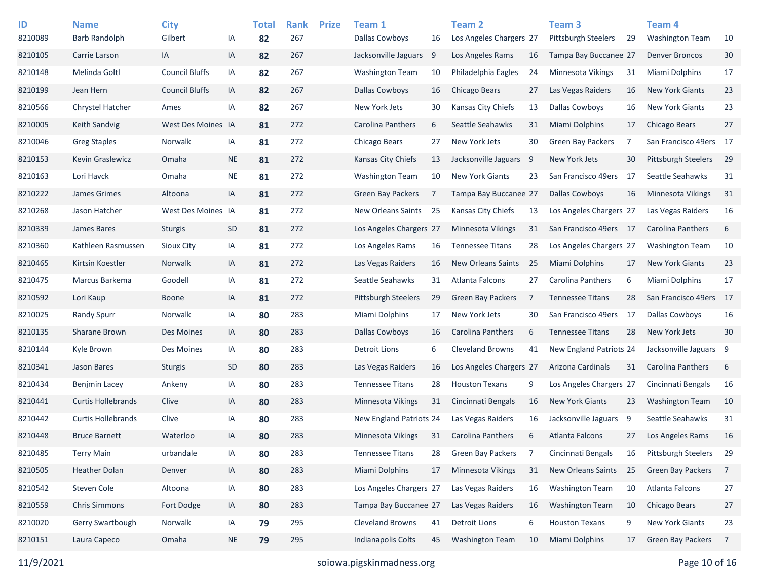| ID | Name | City | | Total | Rank | Prize | Team 1 | | Team 2 | | Team 3 | | Team 4 | |
|---|---|---|---|---|---|---|---|---|---|---|---|---|---|---|
| 8210089 | Barb Randolph | Gilbert | IA | **82** | 267 | | Dallas Cowboys | 16 | Los Angeles Chargers | 27 | Pittsburgh Steelers | 29 | Washington Team | 10 |
| 8210105 | Carrie Larson | IA | IA | **82** | 267 | | Jacksonville Jaguars | 9 | Los Angeles Rams | 16 | Tampa Bay Buccanee | 27 | Denver Broncos | 30 |
| 8210148 | Melinda Goltl | Council Bluffs | IA | **82** | 267 | | Washington Team | 10 | Philadelphia Eagles | 24 | Minnesota Vikings | 31 | Miami Dolphins | 17 |
| 8210199 | Jean Hern | Council Bluffs | IA | **82** | 267 | | Dallas Cowboys | 16 | Chicago Bears | 27 | Las Vegas Raiders | 16 | New York Giants | 23 |
| 8210566 | Chrystel Hatcher | Ames | IA | **82** | 267 | | New York Jets | 30 | Kansas City Chiefs | 13 | Dallas Cowboys | 16 | New York Giants | 23 |
| 8210005 | Keith Sandvig | West Des Moines | IA | **81** | 272 | | Carolina Panthers | 6 | Seattle Seahawks | 31 | Miami Dolphins | 17 | Chicago Bears | 27 |
| 8210046 | Greg Staples | Norwalk | IA | **81** | 272 | | Chicago Bears | 27 | New York Jets | 30 | Green Bay Packers | 7 | San Francisco 49ers | 17 |
| 8210153 | Kevin Graslewicz | Omaha | NE | **81** | 272 | | Kansas City Chiefs | 13 | Jacksonville Jaguars | 9 | New York Jets | 30 | Pittsburgh Steelers | 29 |
| 8210163 | Lori Havck | Omaha | NE | **81** | 272 | | Washington Team | 10 | New York Giants | 23 | San Francisco 49ers | 17 | Seattle Seahawks | 31 |
| 8210222 | James Grimes | Altoona | IA | **81** | 272 | | Green Bay Packers | 7 | Tampa Bay Buccanee | 27 | Dallas Cowboys | 16 | Minnesota Vikings | 31 |
| 8210268 | Jason Hatcher | West Des Moines | IA | **81** | 272 | | New Orleans Saints | 25 | Kansas City Chiefs | 13 | Los Angeles Chargers | 27 | Las Vegas Raiders | 16 |
| 8210339 | James Bares | Sturgis | SD | **81** | 272 | | Los Angeles Chargers | 27 | Minnesota Vikings | 31 | San Francisco 49ers | 17 | Carolina Panthers | 6 |
| 8210360 | Kathleen Rasmussen | Sioux City | IA | **81** | 272 | | Los Angeles Rams | 16 | Tennessee Titans | 28 | Los Angeles Chargers | 27 | Washington Team | 10 |
| 8210465 | Kirtsin Koestler | Norwalk | IA | **81** | 272 | | Las Vegas Raiders | 16 | New Orleans Saints | 25 | Miami Dolphins | 17 | New York Giants | 23 |
| 8210475 | Marcus Barkema | Goodell | IA | **81** | 272 | | Seattle Seahawks | 31 | Atlanta Falcons | 27 | Carolina Panthers | 6 | Miami Dolphins | 17 |
| 8210592 | Lori Kaup | Boone | IA | **81** | 272 | | Pittsburgh Steelers | 29 | Green Bay Packers | 7 | Tennessee Titans | 28 | San Francisco 49ers | 17 |
| 8210025 | Randy Spurr | Norwalk | IA | **80** | 283 | | Miami Dolphins | 17 | New York Jets | 30 | San Francisco 49ers | 17 | Dallas Cowboys | 16 |
| 8210135 | Sharane Brown | Des Moines | IA | **80** | 283 | | Dallas Cowboys | 16 | Carolina Panthers | 6 | Tennessee Titans | 28 | New York Jets | 30 |
| 8210144 | Kyle Brown | Des Moines | IA | **80** | 283 | | Detroit Lions | 6 | Cleveland Browns | 41 | New England Patriots | 24 | Jacksonville Jaguars | 9 |
| 8210341 | Jason Bares | Sturgis | SD | **80** | 283 | | Las Vegas Raiders | 16 | Los Angeles Chargers | 27 | Arizona Cardinals | 31 | Carolina Panthers | 6 |
| 8210434 | Benjmin Lacey | Ankeny | IA | **80** | 283 | | Tennessee Titans | 28 | Houston Texans | 9 | Los Angeles Chargers | 27 | Cincinnati Bengals | 16 |
| 8210441 | Curtis Hollebrands | Clive | IA | **80** | 283 | | Minnesota Vikings | 31 | Cincinnati Bengals | 16 | New York Giants | 23 | Washington Team | 10 |
| 8210442 | Curtis Hollebrands | Clive | IA | **80** | 283 | | New England Patriots | 24 | Las Vegas Raiders | 16 | Jacksonville Jaguars | 9 | Seattle Seahawks | 31 |
| 8210448 | Bruce Barnett | Waterloo | IA | **80** | 283 | | Minnesota Vikings | 31 | Carolina Panthers | 6 | Atlanta Falcons | 27 | Los Angeles Rams | 16 |
| 8210485 | Terry Main | urbandale | IA | **80** | 283 | | Tennessee Titans | 28 | Green Bay Packers | 7 | Cincinnati Bengals | 16 | Pittsburgh Steelers | 29 |
| 8210505 | Heather Dolan | Denver | IA | **80** | 283 | | Miami Dolphins | 17 | Minnesota Vikings | 31 | New Orleans Saints | 25 | Green Bay Packers | 7 |
| 8210542 | Steven Cole | Altoona | IA | **80** | 283 | | Los Angeles Chargers | 27 | Las Vegas Raiders | 16 | Washington Team | 10 | Atlanta Falcons | 27 |
| 8210559 | Chris Simmons | Fort Dodge | IA | **80** | 283 | | Tampa Bay Buccanee | 27 | Las Vegas Raiders | 16 | Washington Team | 10 | Chicago Bears | 27 |
| 8210020 | Gerry Swartbough | Norwalk | IA | **79** | 295 | | Cleveland Browns | 41 | Detroit Lions | 6 | Houston Texans | 9 | New York Giants | 23 |
| 8210151 | Laura Capeco | Omaha | NE | **79** | 295 | | Indianapolis Colts | 45 | Washington Team | 10 | Miami Dolphins | 17 | Green Bay Packers | 7 |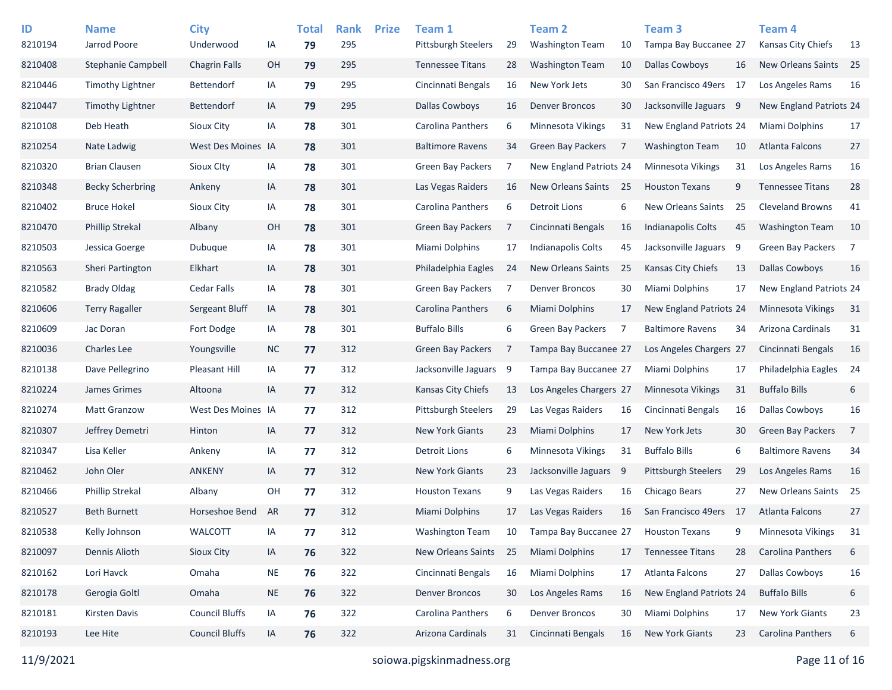| ID | Name | City | | Total | Rank | Prize | Team 1 | | Team 2 | | Team 3 | | Team 4 | |
|---|---|---|---|---|---|---|---|---|---|---|---|---|---|---|
| 8210194 | Jarrod Poore | Underwood | IA | **79** | 295 | | Pittsburgh Steelers | 29 | Washington Team | 10 | Tampa Bay Buccanee | 27 | Kansas City Chiefs | 13 |
| 8210408 | Stephanie Campbell | Chagrin Falls | OH | **79** | 295 | | Tennessee Titans | 28 | Washington Team | 10 | Dallas Cowboys | 16 | New Orleans Saints | 25 |
| 8210446 | Timothy Lightner | Bettendorf | IA | **79** | 295 | | Cincinnati Bengals | 16 | New York Jets | 30 | San Francisco 49ers | 17 | Los Angeles Rams | 16 |
| 8210447 | Timothy Lightner | Bettendorf | IA | **79** | 295 | | Dallas Cowboys | 16 | Denver Broncos | 30 | Jacksonville Jaguars | 9 | New England Patriots | 24 |
| 8210108 | Deb Heath | Sioux City | IA | **78** | 301 | | Carolina Panthers | 6 | Minnesota Vikings | 31 | New England Patriots | 24 | Miami Dolphins | 17 |
| 8210254 | Nate Ladwig | West Des Moines | IA | **78** | 301 | | Baltimore Ravens | 34 | Green Bay Packers | 7 | Washington Team | 10 | Atlanta Falcons | 27 |
| 8210320 | Brian Clausen | Sioux CIty | IA | **78** | 301 | | Green Bay Packers | 7 | New England Patriots | 24 | Minnesota Vikings | 31 | Los Angeles Rams | 16 |
| 8210348 | Becky Scherbring | Ankeny | IA | **78** | 301 | | Las Vegas Raiders | 16 | New Orleans Saints | 25 | Houston Texans | 9 | Tennessee Titans | 28 |
| 8210402 | Bruce Hokel | Sioux City | IA | **78** | 301 | | Carolina Panthers | 6 | Detroit Lions | 6 | New Orleans Saints | 25 | Cleveland Browns | 41 |
| 8210470 | Phillip Strekal | Albany | OH | **78** | 301 | | Green Bay Packers | 7 | Cincinnati Bengals | 16 | Indianapolis Colts | 45 | Washington Team | 10 |
| 8210503 | Jessica Goerge | Dubuque | IA | **78** | 301 | | Miami Dolphins | 17 | Indianapolis Colts | 45 | Jacksonville Jaguars | 9 | Green Bay Packers | 7 |
| 8210563 | Sheri Partington | Elkhart | IA | **78** | 301 | | Philadelphia Eagles | 24 | New Orleans Saints | 25 | Kansas City Chiefs | 13 | Dallas Cowboys | 16 |
| 8210582 | Brady Oldag | Cedar Falls | IA | **78** | 301 | | Green Bay Packers | 7 | Denver Broncos | 30 | Miami Dolphins | 17 | New England Patriots | 24 |
| 8210606 | Terry Ragaller | Sergeant Bluff | IA | **78** | 301 | | Carolina Panthers | 6 | Miami Dolphins | 17 | New England Patriots | 24 | Minnesota Vikings | 31 |
| 8210609 | Jac Doran | Fort Dodge | IA | **78** | 301 | | Buffalo Bills | 6 | Green Bay Packers | 7 | Baltimore Ravens | 34 | Arizona Cardinals | 31 |
| 8210036 | Charles Lee | Youngsville | NC | **77** | 312 | | Green Bay Packers | 7 | Tampa Bay Buccanee | 27 | Los Angeles Chargers | 27 | Cincinnati Bengals | 16 |
| 8210138 | Dave Pellegrino | Pleasant Hill | IA | **77** | 312 | | Jacksonville Jaguars | 9 | Tampa Bay Buccanee | 27 | Miami Dolphins | 17 | Philadelphia Eagles | 24 |
| 8210224 | James Grimes | Altoona | IA | **77** | 312 | | Kansas City Chiefs | 13 | Los Angeles Chargers | 27 | Minnesota Vikings | 31 | Buffalo Bills | 6 |
| 8210274 | Matt Granzow | West Des Moines | IA | **77** | 312 | | Pittsburgh Steelers | 29 | Las Vegas Raiders | 16 | Cincinnati Bengals | 16 | Dallas Cowboys | 16 |
| 8210307 | Jeffrey Demetri | Hinton | IA | **77** | 312 | | New York Giants | 23 | Miami Dolphins | 17 | New York Jets | 30 | Green Bay Packers | 7 |
| 8210347 | Lisa Keller | Ankeny | IA | **77** | 312 | | Detroit Lions | 6 | Minnesota Vikings | 31 | Buffalo Bills | 6 | Baltimore Ravens | 34 |
| 8210462 | John Oler | ANKENY | IA | **77** | 312 | | New York Giants | 23 | Jacksonville Jaguars | 9 | Pittsburgh Steelers | 29 | Los Angeles Rams | 16 |
| 8210466 | Phillip Strekal | Albany | OH | **77** | 312 | | Houston Texans | 9 | Las Vegas Raiders | 16 | Chicago Bears | 27 | New Orleans Saints | 25 |
| 8210527 | Beth Burnett | Horseshoe Bend | AR | **77** | 312 | | Miami Dolphins | 17 | Las Vegas Raiders | 16 | San Francisco 49ers | 17 | Atlanta Falcons | 27 |
| 8210538 | Kelly Johnson | WALCOTT | IA | **77** | 312 | | Washington Team | 10 | Tampa Bay Buccanee | 27 | Houston Texans | 9 | Minnesota Vikings | 31 |
| 8210097 | Dennis Alioth | Sioux City | IA | **76** | 322 | | New Orleans Saints | 25 | Miami Dolphins | 17 | Tennessee Titans | 28 | Carolina Panthers | 6 |
| 8210162 | Lori Havck | Omaha | NE | **76** | 322 | | Cincinnati Bengals | 16 | Miami Dolphins | 17 | Atlanta Falcons | 27 | Dallas Cowboys | 16 |
| 8210178 | Gerogia Goltl | Omaha | NE | **76** | 322 | | Denver Broncos | 30 | Los Angeles Rams | 16 | New England Patriots | 24 | Buffalo Bills | 6 |
| 8210181 | Kirsten Davis | Council Bluffs | IA | **76** | 322 | | Carolina Panthers | 6 | Denver Broncos | 30 | Miami Dolphins | 17 | New York Giants | 23 |
| 8210193 | Lee Hite | Council Bluffs | IA | **76** | 322 | | Arizona Cardinals | 31 | Cincinnati Bengals | 16 | New York Giants | 23 | Carolina Panthers | 6 |

11/9/2021 soiowa.pigskinmadness.org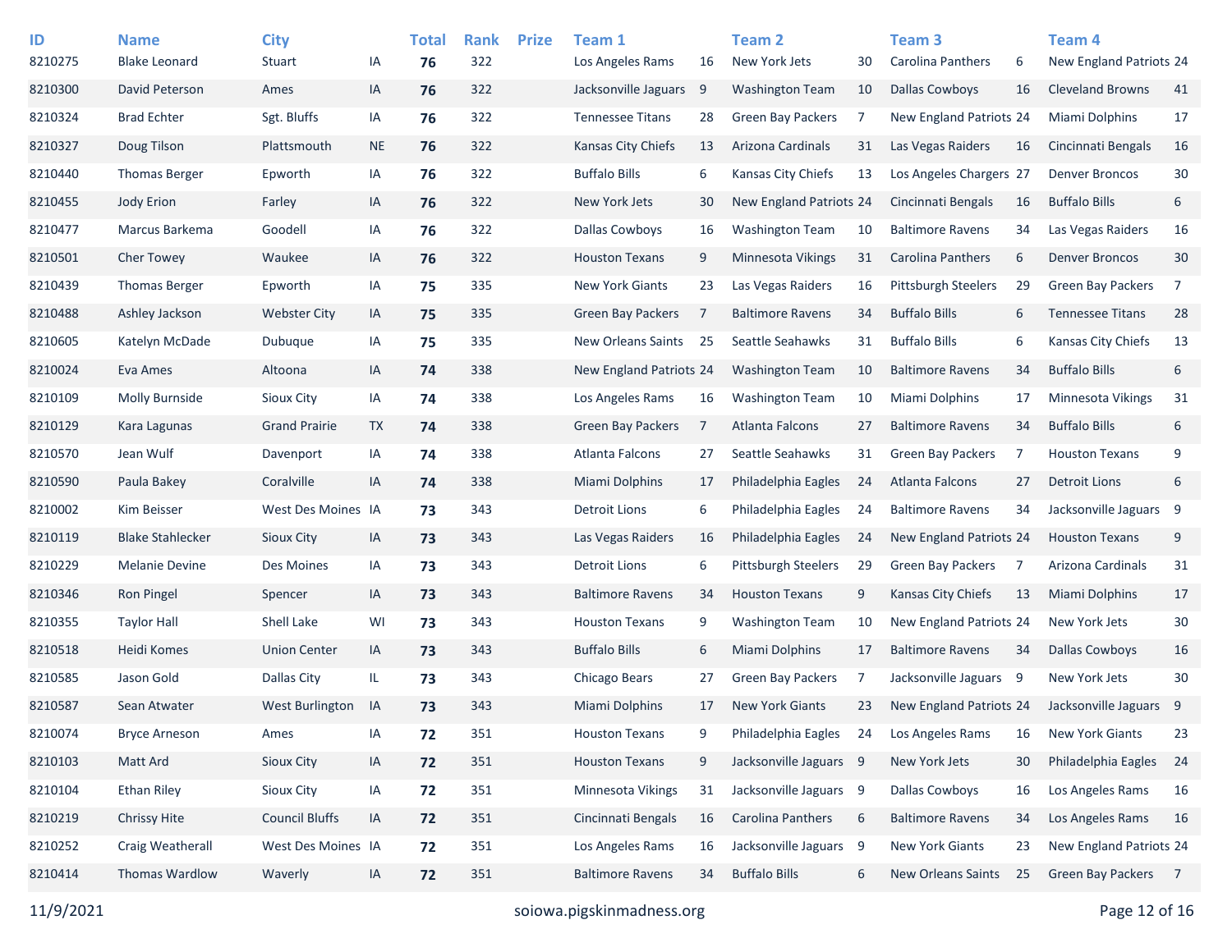| ID | Name | City | | Total | Rank | Prize | Team 1 | | Team 2 | | Team 3 | | Team 4 | |
|---|---|---|---|---|---|---|---|---|---|---|---|---|---|---|
| 8210275 | Blake Leonard | Stuart | IA | **76** | 322 | | Los Angeles Rams | 16 | New York Jets | 30 | Carolina Panthers | 6 | New England Patriots | 24 |
| 8210300 | David Peterson | Ames | IA | **76** | 322 | | Jacksonville Jaguars | 9 | Washington Team | 10 | Dallas Cowboys | 16 | Cleveland Browns | 41 |
| 8210324 | Brad Echter | Sgt. Bluffs | IA | **76** | 322 | | Tennessee Titans | 28 | Green Bay Packers | 7 | New England Patriots | 24 | Miami Dolphins | 17 |
| 8210327 | Doug Tilson | Plattsmouth | NE | **76** | 322 | | Kansas City Chiefs | 13 | Arizona Cardinals | 31 | Las Vegas Raiders | 16 | Cincinnati Bengals | 16 |
| 8210440 | Thomas Berger | Epworth | IA | **76** | 322 | | Buffalo Bills | 6 | Kansas City Chiefs | 13 | Los Angeles Chargers | 27 | Denver Broncos | 30 |
| 8210455 | Jody Erion | Farley | IA | **76** | 322 | | New York Jets | 30 | New England Patriots | 24 | Cincinnati Bengals | 16 | Buffalo Bills | 6 |
| 8210477 | Marcus Barkema | Goodell | IA | **76** | 322 | | Dallas Cowboys | 16 | Washington Team | 10 | Baltimore Ravens | 34 | Las Vegas Raiders | 16 |
| 8210501 | Cher Towey | Waukee | IA | **76** | 322 | | Houston Texans | 9 | Minnesota Vikings | 31 | Carolina Panthers | 6 | Denver Broncos | 30 |
| 8210439 | Thomas Berger | Epworth | IA | **75** | 335 | | New York Giants | 23 | Las Vegas Raiders | 16 | Pittsburgh Steelers | 29 | Green Bay Packers | 7 |
| 8210488 | Ashley Jackson | Webster City | IA | **75** | 335 | | Green Bay Packers | 7 | Baltimore Ravens | 34 | Buffalo Bills | 6 | Tennessee Titans | 28 |
| 8210605 | Katelyn McDade | Dubuque | IA | **75** | 335 | | New Orleans Saints | 25 | Seattle Seahawks | 31 | Buffalo Bills | 6 | Kansas City Chiefs | 13 |
| 8210024 | Eva Ames | Altoona | IA | **74** | 338 | | New England Patriots | 24 | Washington Team | 10 | Baltimore Ravens | 34 | Buffalo Bills | 6 |
| 8210109 | Molly Burnside | Sioux City | IA | **74** | 338 | | Los Angeles Rams | 16 | Washington Team | 10 | Miami Dolphins | 17 | Minnesota Vikings | 31 |
| 8210129 | Kara Lagunas | Grand Prairie | TX | **74** | 338 | | Green Bay Packers | 7 | Atlanta Falcons | 27 | Baltimore Ravens | 34 | Buffalo Bills | 6 |
| 8210570 | Jean Wulf | Davenport | IA | **74** | 338 | | Atlanta Falcons | 27 | Seattle Seahawks | 31 | Green Bay Packers | 7 | Houston Texans | 9 |
| 8210590 | Paula Bakey | Coralville | IA | **74** | 338 | | Miami Dolphins | 17 | Philadelphia Eagles | 24 | Atlanta Falcons | 27 | Detroit Lions | 6 |
| 8210002 | Kim Beisser | West Des Moines | IA | **73** | 343 | | Detroit Lions | 6 | Philadelphia Eagles | 24 | Baltimore Ravens | 34 | Jacksonville Jaguars | 9 |
| 8210119 | Blake Stahlecker | Sioux City | IA | **73** | 343 | | Las Vegas Raiders | 16 | Philadelphia Eagles | 24 | New England Patriots | 24 | Houston Texans | 9 |
| 8210229 | Melanie Devine | Des Moines | IA | **73** | 343 | | Detroit Lions | 6 | Pittsburgh Steelers | 29 | Green Bay Packers | 7 | Arizona Cardinals | 31 |
| 8210346 | Ron Pingel | Spencer | IA | **73** | 343 | | Baltimore Ravens | 34 | Houston Texans | 9 | Kansas City Chiefs | 13 | Miami Dolphins | 17 |
| 8210355 | Taylor Hall | Shell Lake | WI | **73** | 343 | | Houston Texans | 9 | Washington Team | 10 | New England Patriots | 24 | New York Jets | 30 |
| 8210518 | Heidi Komes | Union Center | IA | **73** | 343 | | Buffalo Bills | 6 | Miami Dolphins | 17 | Baltimore Ravens | 34 | Dallas Cowboys | 16 |
| 8210585 | Jason Gold | Dallas City | IL | **73** | 343 | | Chicago Bears | 27 | Green Bay Packers | 7 | Jacksonville Jaguars | 9 | New York Jets | 30 |
| 8210587 | Sean Atwater | West Burlington | IA | **73** | 343 | | Miami Dolphins | 17 | New York Giants | 23 | New England Patriots | 24 | Jacksonville Jaguars | 9 |
| 8210074 | Bryce Arneson | Ames | IA | **72** | 351 | | Houston Texans | 9 | Philadelphia Eagles | 24 | Los Angeles Rams | 16 | New York Giants | 23 |
| 8210103 | Matt Ard | Sioux City | IA | **72** | 351 | | Houston Texans | 9 | Jacksonville Jaguars | 9 | New York Jets | 30 | Philadelphia Eagles | 24 |
| 8210104 | Ethan Riley | Sioux City | IA | **72** | 351 | | Minnesota Vikings | 31 | Jacksonville Jaguars | 9 | Dallas Cowboys | 16 | Los Angeles Rams | 16 |
| 8210219 | Chrissy Hite | Council Bluffs | IA | **72** | 351 | | Cincinnati Bengals | 16 | Carolina Panthers | 6 | Baltimore Ravens | 34 | Los Angeles Rams | 16 |
| 8210252 | Craig Weatherall | West Des Moines | IA | **72** | 351 | | Los Angeles Rams | 16 | Jacksonville Jaguars | 9 | New York Giants | 23 | New England Patriots | 24 |
| 8210414 | Thomas Wardlow | Waverly | IA | **72** | 351 | | Baltimore Ravens | 34 | Buffalo Bills | 6 | New Orleans Saints | 25 | Green Bay Packers | 7 |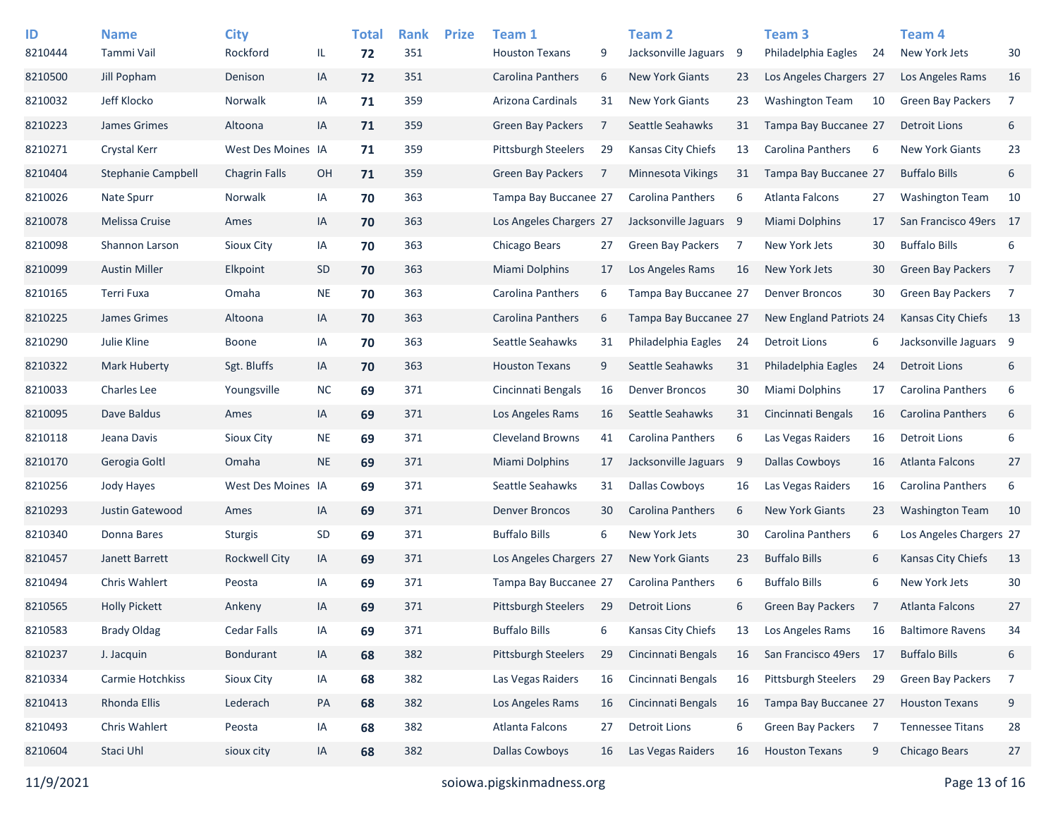| ID | Name | City | | Total | Rank | Prize | Team 1 | | Team 2 | | Team 3 | | Team 4 | |
|---|---|---|---|---|---|---|---|---|---|---|---|---|---|---|
| 8210444 | Tammi Vail | Rockford | IL | **72** | 351 | | Houston Texans | 9 | Jacksonville Jaguars | 9 | Philadelphia Eagles | 24 | New York Jets | 30 |
| 8210500 | Jill Popham | Denison | IA | **72** | 351 | | Carolina Panthers | 6 | New York Giants | 23 | Los Angeles Chargers | 27 | Los Angeles Rams | 16 |
| 8210032 | Jeff Klocko | Norwalk | IA | **71** | 359 | | Arizona Cardinals | 31 | New York Giants | 23 | Washington Team | 10 | Green Bay Packers | 7 |
| 8210223 | James Grimes | Altoona | IA | **71** | 359 | | Green Bay Packers | 7 | Seattle Seahawks | 31 | Tampa Bay Buccanee | 27 | Detroit Lions | 6 |
| 8210271 | Crystal Kerr | West Des Moines | IA | **71** | 359 | | Pittsburgh Steelers | 29 | Kansas City Chiefs | 13 | Carolina Panthers | 6 | New York Giants | 23 |
| 8210404 | Stephanie Campbell | Chagrin Falls | OH | **71** | 359 | | Green Bay Packers | 7 | Minnesota Vikings | 31 | Tampa Bay Buccanee | 27 | Buffalo Bills | 6 |
| 8210026 | Nate Spurr | Norwalk | IA | **70** | 363 | | Tampa Bay Buccanee | 27 | Carolina Panthers | 6 | Atlanta Falcons | 27 | Washington Team | 10 |
| 8210078 | Melissa Cruise | Ames | IA | **70** | 363 | | Los Angeles Chargers | 27 | Jacksonville Jaguars | 9 | Miami Dolphins | 17 | San Francisco 49ers | 17 |
| 8210098 | Shannon Larson | Sioux City | IA | **70** | 363 | | Chicago Bears | 27 | Green Bay Packers | 7 | New York Jets | 30 | Buffalo Bills | 6 |
| 8210099 | Austin Miller | Elkpoint | SD | **70** | 363 | | Miami Dolphins | 17 | Los Angeles Rams | 16 | New York Jets | 30 | Green Bay Packers | 7 |
| 8210165 | Terri Fuxa | Omaha | NE | **70** | 363 | | Carolina Panthers | 6 | Tampa Bay Buccanee | 27 | Denver Broncos | 30 | Green Bay Packers | 7 |
| 8210225 | James Grimes | Altoona | IA | **70** | 363 | | Carolina Panthers | 6 | Tampa Bay Buccanee | 27 | New England Patriots | 24 | Kansas City Chiefs | 13 |
| 8210290 | Julie Kline | Boone | IA | **70** | 363 | | Seattle Seahawks | 31 | Philadelphia Eagles | 24 | Detroit Lions | 6 | Jacksonville Jaguars | 9 |
| 8210322 | Mark Huberty | Sgt. Bluffs | IA | **70** | 363 | | Houston Texans | 9 | Seattle Seahawks | 31 | Philadelphia Eagles | 24 | Detroit Lions | 6 |
| 8210033 | Charles Lee | Youngsville | NC | **69** | 371 | | Cincinnati Bengals | 16 | Denver Broncos | 30 | Miami Dolphins | 17 | Carolina Panthers | 6 |
| 8210095 | Dave Baldus | Ames | IA | **69** | 371 | | Los Angeles Rams | 16 | Seattle Seahawks | 31 | Cincinnati Bengals | 16 | Carolina Panthers | 6 |
| 8210118 | Jeana Davis | Sioux City | NE | **69** | 371 | | Cleveland Browns | 41 | Carolina Panthers | 6 | Las Vegas Raiders | 16 | Detroit Lions | 6 |
| 8210170 | Gerogia Goltl | Omaha | NE | **69** | 371 | | Miami Dolphins | 17 | Jacksonville Jaguars | 9 | Dallas Cowboys | 16 | Atlanta Falcons | 27 |
| 8210256 | Jody Hayes | West Des Moines | IA | **69** | 371 | | Seattle Seahawks | 31 | Dallas Cowboys | 16 | Las Vegas Raiders | 16 | Carolina Panthers | 6 |
| 8210293 | Justin Gatewood | Ames | IA | **69** | 371 | | Denver Broncos | 30 | Carolina Panthers | 6 | New York Giants | 23 | Washington Team | 10 |
| 8210340 | Donna Bares | Sturgis | SD | **69** | 371 | | Buffalo Bills | 6 | New York Jets | 30 | Carolina Panthers | 6 | Los Angeles Chargers | 27 |
| 8210457 | Janett Barrett | Rockwell City | IA | **69** | 371 | | Los Angeles Chargers | 27 | New York Giants | 23 | Buffalo Bills | 6 | Kansas City Chiefs | 13 |
| 8210494 | Chris Wahlert | Peosta | IA | **69** | 371 | | Tampa Bay Buccanee | 27 | Carolina Panthers | 6 | Buffalo Bills | 6 | New York Jets | 30 |
| 8210565 | Holly Pickett | Ankeny | IA | **69** | 371 | | Pittsburgh Steelers | 29 | Detroit Lions | 6 | Green Bay Packers | 7 | Atlanta Falcons | 27 |
| 8210583 | Brady Oldag | Cedar Falls | IA | **69** | 371 | | Buffalo Bills | 6 | Kansas City Chiefs | 13 | Los Angeles Rams | 16 | Baltimore Ravens | 34 |
| 8210237 | J. Jacquin | Bondurant | IA | **68** | 382 | | Pittsburgh Steelers | 29 | Cincinnati Bengals | 16 | San Francisco 49ers | 17 | Buffalo Bills | 6 |
| 8210334 | Carmie Hotchkiss | Sioux City | IA | **68** | 382 | | Las Vegas Raiders | 16 | Cincinnati Bengals | 16 | Pittsburgh Steelers | 29 | Green Bay Packers | 7 |
| 8210413 | Rhonda Ellis | Lederach | PA | **68** | 382 | | Los Angeles Rams | 16 | Cincinnati Bengals | 16 | Tampa Bay Buccanee | 27 | Houston Texans | 9 |
| 8210493 | Chris Wahlert | Peosta | IA | **68** | 382 | | Atlanta Falcons | 27 | Detroit Lions | 6 | Green Bay Packers | 7 | Tennessee Titans | 28 |
| 8210604 | Staci Uhl | sioux city | IA | **68** | 382 | | Dallas Cowboys | 16 | Las Vegas Raiders | 16 | Houston Texans | 9 | Chicago Bears | 27 |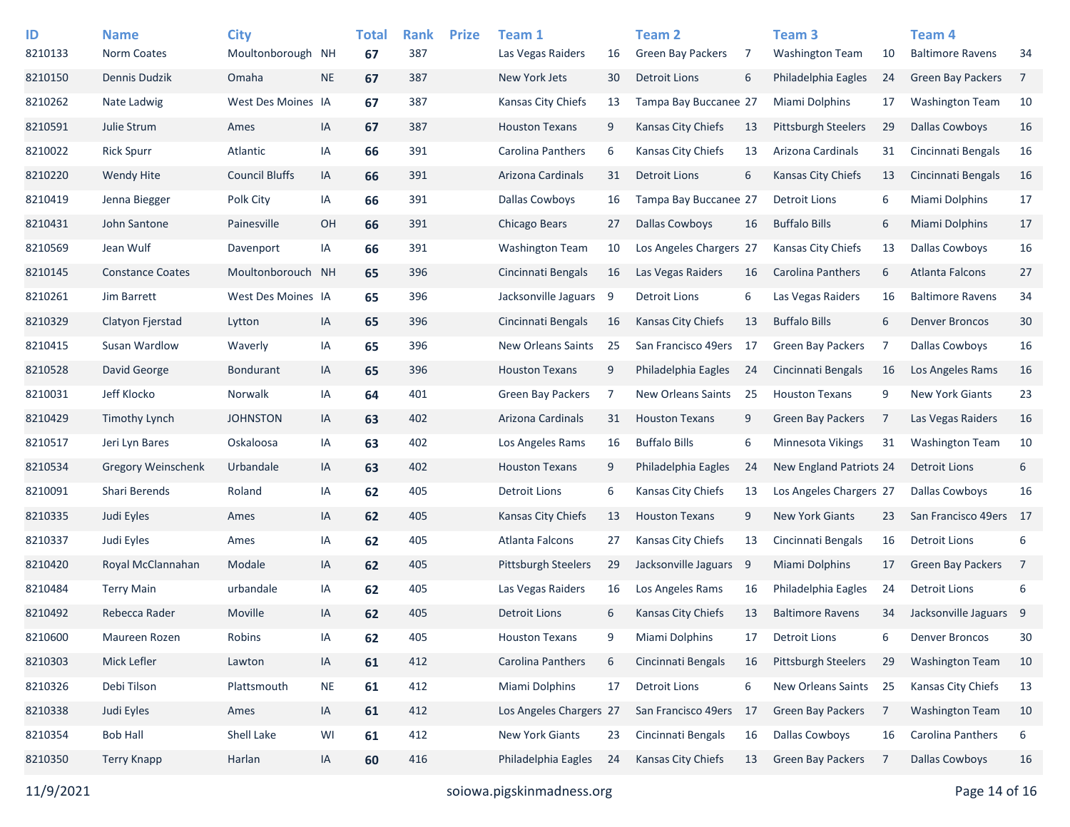| ID | Name | City | | Total | Rank | Prize | Team 1 | | Team 2 | | Team 3 | | Team 4 | |
|---|---|---|---|---|---|---|---|---|---|---|---|---|---|---|
| 8210133 | Norm Coates | Moultonborough | NH | **67** | 387 | | Las Vegas Raiders | 16 | Green Bay Packers | 7 | Washington Team | 10 | Baltimore Ravens | 34 |
| 8210150 | Dennis Dudzik | Omaha | NE | **67** | 387 | | New York Jets | 30 | Detroit Lions | 6 | Philadelphia Eagles | 24 | Green Bay Packers | 7 |
| 8210262 | Nate Ladwig | West Des Moines | IA | **67** | 387 | | Kansas City Chiefs | 13 | Tampa Bay Buccanee | 27 | Miami Dolphins | 17 | Washington Team | 10 |
| 8210591 | Julie Strum | Ames | IA | **67** | 387 | | Houston Texans | 9 | Kansas City Chiefs | 13 | Pittsburgh Steelers | 29 | Dallas Cowboys | 16 |
| 8210022 | Rick Spurr | Atlantic | IA | **66** | 391 | | Carolina Panthers | 6 | Kansas City Chiefs | 13 | Arizona Cardinals | 31 | Cincinnati Bengals | 16 |
| 8210220 | Wendy Hite | Council Bluffs | IA | **66** | 391 | | Arizona Cardinals | 31 | Detroit Lions | 6 | Kansas City Chiefs | 13 | Cincinnati Bengals | 16 |
| 8210419 | Jenna Biegger | Polk City | IA | **66** | 391 | | Dallas Cowboys | 16 | Tampa Bay Buccanee | 27 | Detroit Lions | 6 | Miami Dolphins | 17 |
| 8210431 | John Santone | Painesville | OH | **66** | 391 | | Chicago Bears | 27 | Dallas Cowboys | 16 | Buffalo Bills | 6 | Miami Dolphins | 17 |
| 8210569 | Jean Wulf | Davenport | IA | **66** | 391 | | Washington Team | 10 | Los Angeles Chargers | 27 | Kansas City Chiefs | 13 | Dallas Cowboys | 16 |
| 8210145 | Constance Coates | Moultonborouch | NH | **65** | 396 | | Cincinnati Bengals | 16 | Las Vegas Raiders | 16 | Carolina Panthers | 6 | Atlanta Falcons | 27 |
| 8210261 | Jim Barrett | West Des Moines | IA | **65** | 396 | | Jacksonville Jaguars | 9 | Detroit Lions | 6 | Las Vegas Raiders | 16 | Baltimore Ravens | 34 |
| 8210329 | Clatyon Fjerstad | Lytton | IA | **65** | 396 | | Cincinnati Bengals | 16 | Kansas City Chiefs | 13 | Buffalo Bills | 6 | Denver Broncos | 30 |
| 8210415 | Susan Wardlow | Waverly | IA | **65** | 396 | | New Orleans Saints | 25 | San Francisco 49ers | 17 | Green Bay Packers | 7 | Dallas Cowboys | 16 |
| 8210528 | David George | Bondurant | IA | **65** | 396 | | Houston Texans | 9 | Philadelphia Eagles | 24 | Cincinnati Bengals | 16 | Los Angeles Rams | 16 |
| 8210031 | Jeff Klocko | Norwalk | IA | **64** | 401 | | Green Bay Packers | 7 | New Orleans Saints | 25 | Houston Texans | 9 | New York Giants | 23 |
| 8210429 | Timothy Lynch | JOHNSTON | IA | **63** | 402 | | Arizona Cardinals | 31 | Houston Texans | 9 | Green Bay Packers | 7 | Las Vegas Raiders | 16 |
| 8210517 | Jeri Lyn Bares | Oskaloosa | IA | **63** | 402 | | Los Angeles Rams | 16 | Buffalo Bills | 6 | Minnesota Vikings | 31 | Washington Team | 10 |
| 8210534 | Gregory Weinschenk | Urbandale | IA | **63** | 402 | | Houston Texans | 9 | Philadelphia Eagles | 24 | New England Patriots | 24 | Detroit Lions | 6 |
| 8210091 | Shari Berends | Roland | IA | **62** | 405 | | Detroit Lions | 6 | Kansas City Chiefs | 13 | Los Angeles Chargers | 27 | Dallas Cowboys | 16 |
| 8210335 | Judi Eyles | Ames | IA | **62** | 405 | | Kansas City Chiefs | 13 | Houston Texans | 9 | New York Giants | 23 | San Francisco 49ers | 17 |
| 8210337 | Judi Eyles | Ames | IA | **62** | 405 | | Atlanta Falcons | 27 | Kansas City Chiefs | 13 | Cincinnati Bengals | 16 | Detroit Lions | 6 |
| 8210420 | Royal McClannahan | Modale | IA | **62** | 405 | | Pittsburgh Steelers | 29 | Jacksonville Jaguars | 9 | Miami Dolphins | 17 | Green Bay Packers | 7 |
| 8210484 | Terry Main | urbandale | IA | **62** | 405 | | Las Vegas Raiders | 16 | Los Angeles Rams | 16 | Philadelphia Eagles | 24 | Detroit Lions | 6 |
| 8210492 | Rebecca Rader | Moville | IA | **62** | 405 | | Detroit Lions | 6 | Kansas City Chiefs | 13 | Baltimore Ravens | 34 | Jacksonville Jaguars | 9 |
| 8210600 | Maureen Rozen | Robins | IA | **62** | 405 | | Houston Texans | 9 | Miami Dolphins | 17 | Detroit Lions | 6 | Denver Broncos | 30 |
| 8210303 | Mick Lefler | Lawton | IA | **61** | 412 | | Carolina Panthers | 6 | Cincinnati Bengals | 16 | Pittsburgh Steelers | 29 | Washington Team | 10 |
| 8210326 | Debi Tilson | Plattsmouth | NE | **61** | 412 | | Miami Dolphins | 17 | Detroit Lions | 6 | New Orleans Saints | 25 | Kansas City Chiefs | 13 |
| 8210338 | Judi Eyles | Ames | IA | **61** | 412 | | Los Angeles Chargers | 27 | San Francisco 49ers | 17 | Green Bay Packers | 7 | Washington Team | 10 |
| 8210354 | Bob Hall | Shell Lake | WI | **61** | 412 | | New York Giants | 23 | Cincinnati Bengals | 16 | Dallas Cowboys | 16 | Carolina Panthers | 6 |
| 8210350 | Terry Knapp | Harlan | IA | **60** | 416 | | Philadelphia Eagles | 24 | Kansas City Chiefs | 13 | Green Bay Packers | 7 | Dallas Cowboys | 16 |

11/9/2021 soiowa.pigskinmadness.org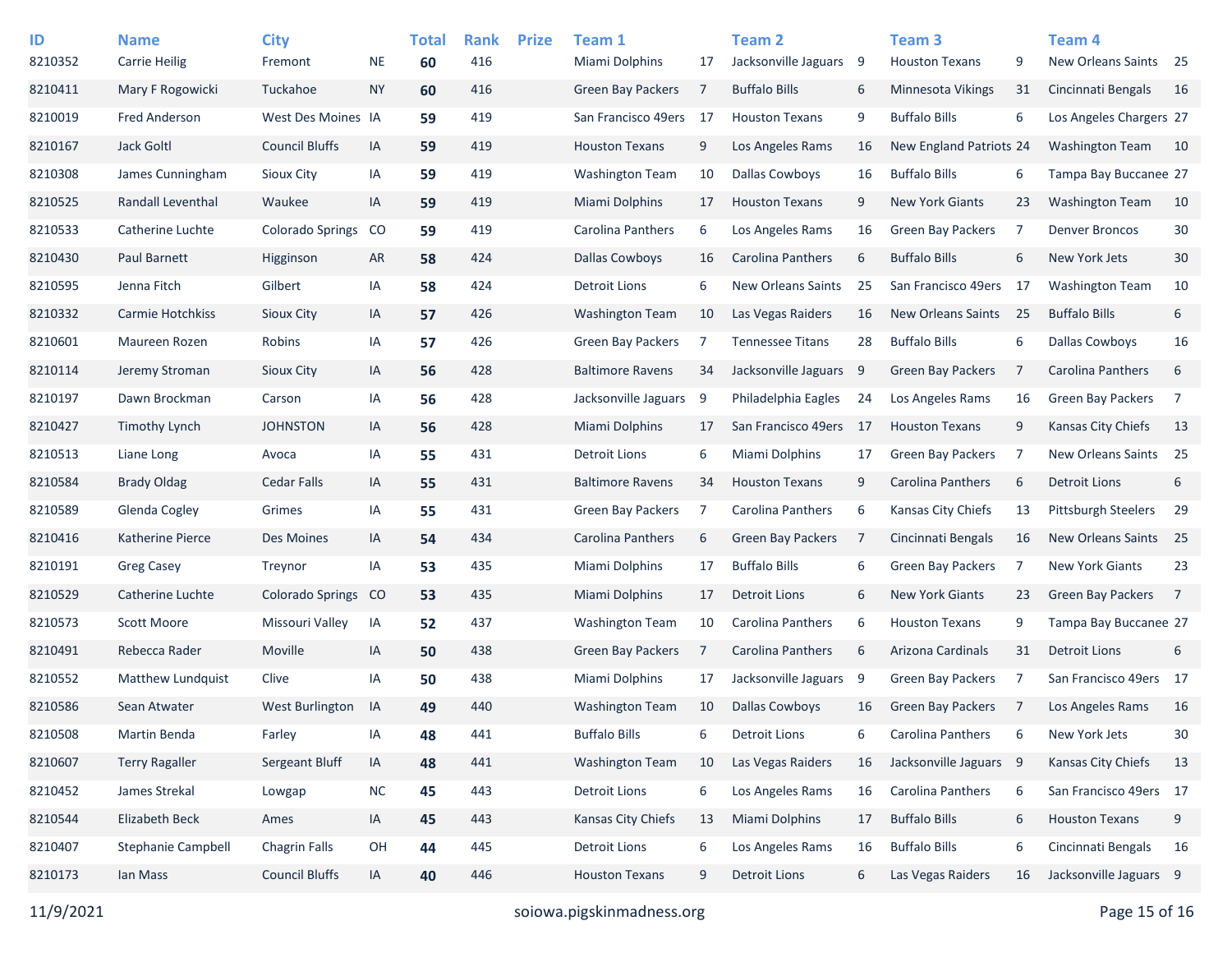| ID | Name | City | | Total | Rank | Prize | Team 1 | | Team 2 | | Team 3 | | Team 4 | |
|---|---|---|---|---|---|---|---|---|---|---|---|---|---|---|
| 8210352 | Carrie Heilig | Fremont | NE | **60** | 416 | | Miami Dolphins | 17 | Jacksonville Jaguars | 9 | Houston Texans | 9 | New Orleans Saints | 25 |
| 8210411 | Mary F Rogowicki | Tuckahoe | NY | **60** | 416 | | Green Bay Packers | 7 | Buffalo Bills | 6 | Minnesota Vikings | 31 | Cincinnati Bengals | 16 |
| 8210019 | Fred Anderson | West Des Moines | IA | **59** | 419 | | San Francisco 49ers | 17 | Houston Texans | 9 | Buffalo Bills | 6 | Los Angeles Chargers | 27 |
| 8210167 | Jack Goltl | Council Bluffs | IA | **59** | 419 | | Houston Texans | 9 | Los Angeles Rams | 16 | New England Patriots | 24 | Washington Team | 10 |
| 8210308 | James Cunningham | Sioux City | IA | **59** | 419 | | Washington Team | 10 | Dallas Cowboys | 16 | Buffalo Bills | 6 | Tampa Bay Buccanee | 27 |
| 8210525 | Randall Leventhal | Waukee | IA | **59** | 419 | | Miami Dolphins | 17 | Houston Texans | 9 | New York Giants | 23 | Washington Team | 10 |
| 8210533 | Catherine Luchte | Colorado Springs | CO | **59** | 419 | | Carolina Panthers | 6 | Los Angeles Rams | 16 | Green Bay Packers | 7 | Denver Broncos | 30 |
| 8210430 | Paul Barnett | Higginson | AR | **58** | 424 | | Dallas Cowboys | 16 | Carolina Panthers | 6 | Buffalo Bills | 6 | New York Jets | 30 |
| 8210595 | Jenna Fitch | Gilbert | IA | **58** | 424 | | Detroit Lions | 6 | New Orleans Saints | 25 | San Francisco 49ers | 17 | Washington Team | 10 |
| 8210332 | Carmie Hotchkiss | Sioux City | IA | **57** | 426 | | Washington Team | 10 | Las Vegas Raiders | 16 | New Orleans Saints | 25 | Buffalo Bills | 6 |
| 8210601 | Maureen Rozen | Robins | IA | **57** | 426 | | Green Bay Packers | 7 | Tennessee Titans | 28 | Buffalo Bills | 6 | Dallas Cowboys | 16 |
| 8210114 | Jeremy Stroman | Sioux City | IA | **56** | 428 | | Baltimore Ravens | 34 | Jacksonville Jaguars | 9 | Green Bay Packers | 7 | Carolina Panthers | 6 |
| 8210197 | Dawn Brockman | Carson | IA | **56** | 428 | | Jacksonville Jaguars | 9 | Philadelphia Eagles | 24 | Los Angeles Rams | 16 | Green Bay Packers | 7 |
| 8210427 | Timothy Lynch | JOHNSTON | IA | **56** | 428 | | Miami Dolphins | 17 | San Francisco 49ers | 17 | Houston Texans | 9 | Kansas City Chiefs | 13 |
| 8210513 | Liane Long | Avoca | IA | **55** | 431 | | Detroit Lions | 6 | Miami Dolphins | 17 | Green Bay Packers | 7 | New Orleans Saints | 25 |
| 8210584 | Brady Oldag | Cedar Falls | IA | **55** | 431 | | Baltimore Ravens | 34 | Houston Texans | 9 | Carolina Panthers | 6 | Detroit Lions | 6 |
| 8210589 | Glenda Cogley | Grimes | IA | **55** | 431 | | Green Bay Packers | 7 | Carolina Panthers | 6 | Kansas City Chiefs | 13 | Pittsburgh Steelers | 29 |
| 8210416 | Katherine Pierce | Des Moines | IA | **54** | 434 | | Carolina Panthers | 6 | Green Bay Packers | 7 | Cincinnati Bengals | 16 | New Orleans Saints | 25 |
| 8210191 | Greg Casey | Treynor | IA | **53** | 435 | | Miami Dolphins | 17 | Buffalo Bills | 6 | Green Bay Packers | 7 | New York Giants | 23 |
| 8210529 | Catherine Luchte | Colorado Springs | CO | **53** | 435 | | Miami Dolphins | 17 | Detroit Lions | 6 | New York Giants | 23 | Green Bay Packers | 7 |
| 8210573 | Scott Moore | Missouri Valley | IA | **52** | 437 | | Washington Team | 10 | Carolina Panthers | 6 | Houston Texans | 9 | Tampa Bay Buccanee | 27 |
| 8210491 | Rebecca Rader | Moville | IA | **50** | 438 | | Green Bay Packers | 7 | Carolina Panthers | 6 | Arizona Cardinals | 31 | Detroit Lions | 6 |
| 8210552 | Matthew Lundquist | Clive | IA | **50** | 438 | | Miami Dolphins | 17 | Jacksonville Jaguars | 9 | Green Bay Packers | 7 | San Francisco 49ers | 17 |
| 8210586 | Sean Atwater | West Burlington | IA | **49** | 440 | | Washington Team | 10 | Dallas Cowboys | 16 | Green Bay Packers | 7 | Los Angeles Rams | 16 |
| 8210508 | Martin Benda | Farley | IA | **48** | 441 | | Buffalo Bills | 6 | Detroit Lions | 6 | Carolina Panthers | 6 | New York Jets | 30 |
| 8210607 | Terry Ragaller | Sergeant Bluff | IA | **48** | 441 | | Washington Team | 10 | Las Vegas Raiders | 16 | Jacksonville Jaguars | 9 | Kansas City Chiefs | 13 |
| 8210452 | James Strekal | Lowgap | NC | **45** | 443 | | Detroit Lions | 6 | Los Angeles Rams | 16 | Carolina Panthers | 6 | San Francisco 49ers | 17 |
| 8210544 | Elizabeth Beck | Ames | IA | **45** | 443 | | Kansas City Chiefs | 13 | Miami Dolphins | 17 | Buffalo Bills | 6 | Houston Texans | 9 |
| 8210407 | Stephanie Campbell | Chagrin Falls | OH | **44** | 445 | | Detroit Lions | 6 | Los Angeles Rams | 16 | Buffalo Bills | 6 | Cincinnati Bengals | 16 |
| 8210173 | Ian Mass | Council Bluffs | IA | **40** | 446 | | Houston Texans | 9 | Detroit Lions | 6 | Las Vegas Raiders | 16 | Jacksonville Jaguars | 9 |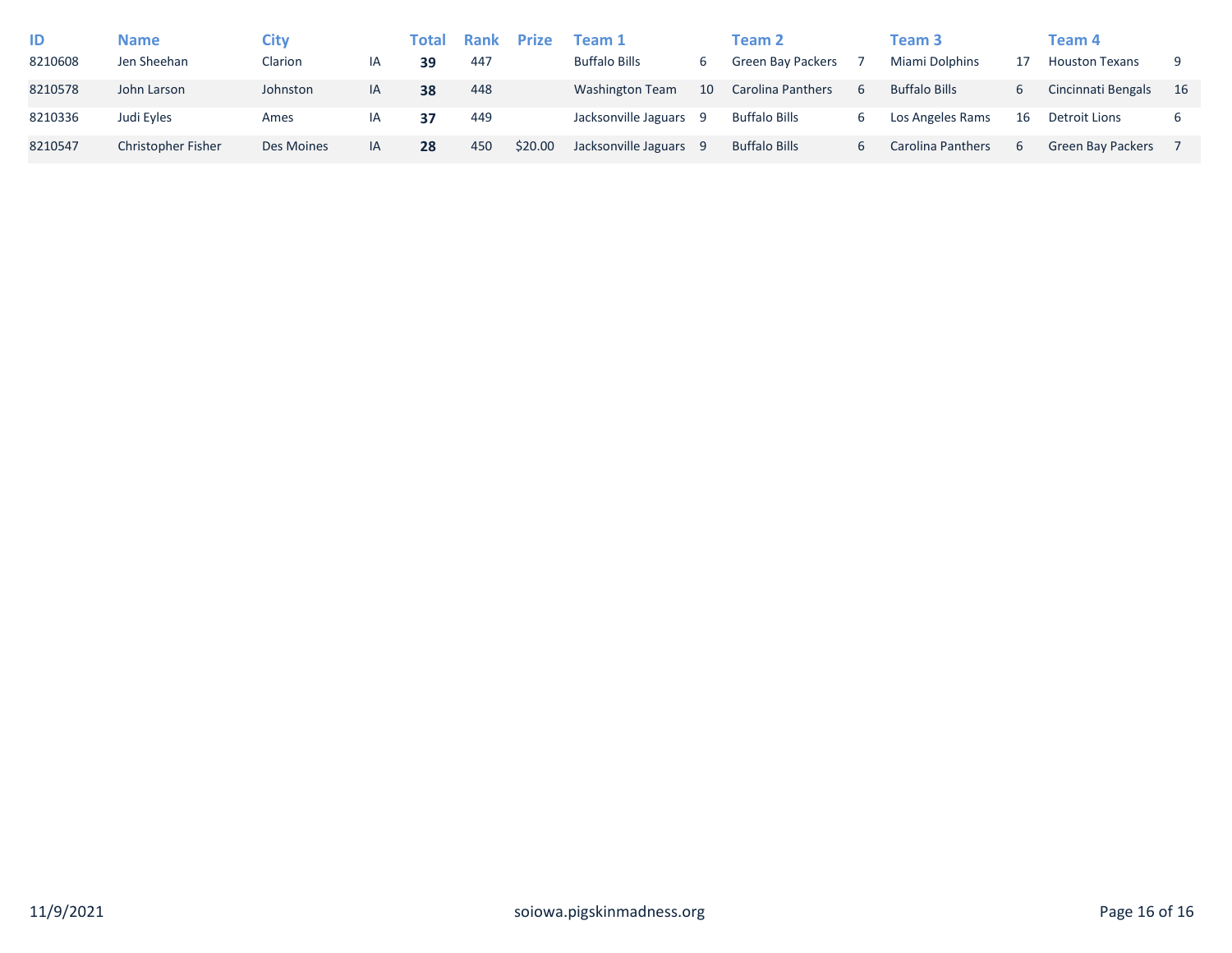| ID | Name | City | | Total | Rank | Prize | Team 1 | | Team 2 | | Team 3 | | Team 4 | |
|---|---|---|---|---|---|---|---|---|---|---|---|---|---|---|
| 8210608 | Jen Sheehan | Clarion | IA | **39** | 447 | | Buffalo Bills | 6 | Green Bay Packers | 7 | Miami Dolphins | 17 | Houston Texans | 9 |
| 8210578 | John Larson | Johnston | IA | **38** | 448 | | Washington Team | 10 | Carolina Panthers | 6 | Buffalo Bills | 6 | Cincinnati Bengals | 16 |
| 8210336 | Judi Eyles | Ames | IA | **37** | 449 | | Jacksonville Jaguars | 9 | Buffalo Bills | 6 | Los Angeles Rams | 16 | Detroit Lions | 6 |
| 8210547 | Christopher Fisher | Des Moines | IA | **28** | 450 | $20.00 | Jacksonville Jaguars | 9 | Buffalo Bills | 6 | Carolina Panthers | 6 | Green Bay Packers | 7 |